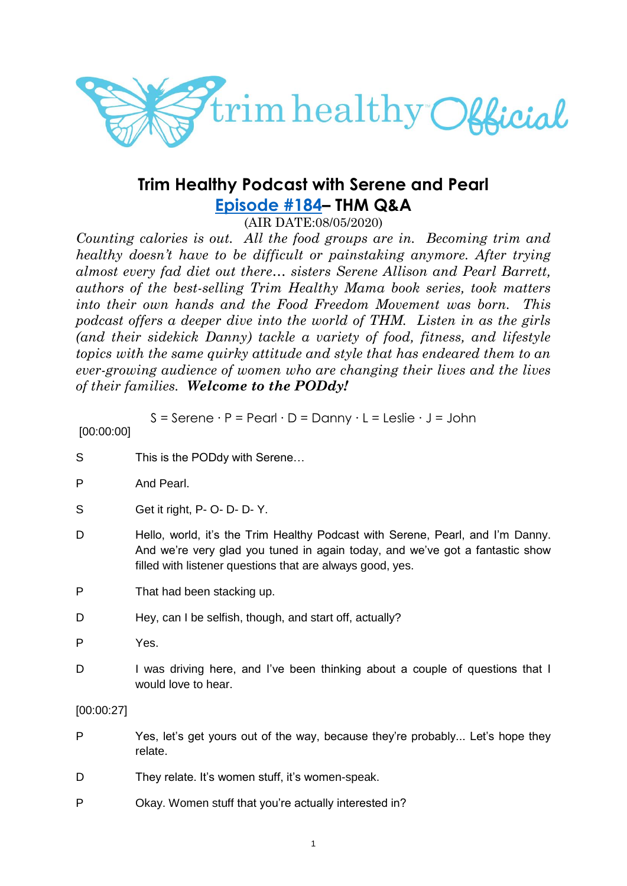# Trim Healthy Podcast with Serene and Pearl

## Episode #184– THM Q&A

(AIR DATE:08/05/2020)

*Counting calories is out. All the food groups are in. Becoming trim and healthy doesn't have to be difficult or painstaking anymore. After trying almost every fad diet out there… sisters Serene Allison and Pearl Barrett, authors of the best-selling Trim Healthy Mama book series, took matters into their own hands and the Food Freedom Movement was born. This podcast offers a deeper dive into the world of THM. Listen in as the girls (and their sidekick Danny) tackle a variety of food, fitness, and lifestyle topics with the same quirky attitude and style that has endeared them to an ever-growing audience of women who are changing their lives and the lives of their families.* ***Welcome to the PODdy!***

S = Serene · P = Pearl · D = Danny · L = Leslie · J = John

[00:00:00]

S This is the PODdy with Serene…

P And Pearl.

S Get it right, P- O- D- D- Y.

D Hello, world, it's the Trim Healthy Podcast with Serene, Pearl, and I'm Danny. And we're very glad you tuned in again today, and we've got a fantastic show filled with listener questions that are always good, yes.

P That had been stacking up.

D Hey, can I be selfish, though, and start off, actually?

P Yes.

D I was driving here, and I've been thinking about a couple of questions that I would love to hear.

[00:00:27]

P Yes, let's get yours out of the way, because they're probably... Let's hope they relate.

D They relate. It's women stuff, it's women-speak.

P Okay. Women stuff that you're actually interested in?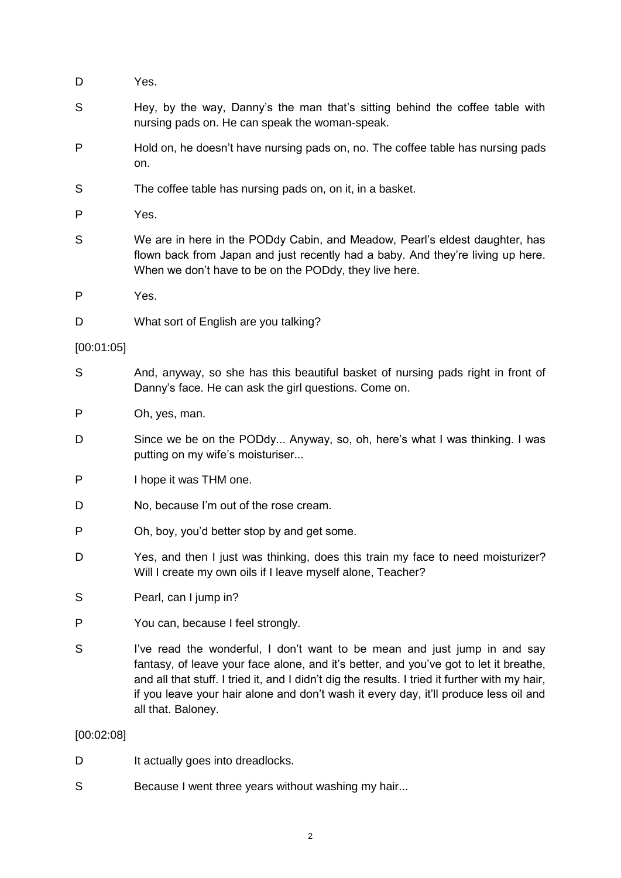D Yes.

S Hey, by the way, Danny's the man that's sitting behind the coffee table with nursing pads on. He can speak the woman-speak.

P Hold on, he doesn't have nursing pads on, no. The coffee table has nursing pads on.

S The coffee table has nursing pads on, on it, in a basket.

P Yes.

S We are in here in the PODdy Cabin, and Meadow, Pearl's eldest daughter, has flown back from Japan and just recently had a baby. And they're living up here. When we don't have to be on the PODdy, they live here.

P Yes.

D What sort of English are you talking?

[00:01:05]

S And, anyway, so she has this beautiful basket of nursing pads right in front of Danny's face. He can ask the girl questions. Come on.

P Oh, yes, man.

D Since we be on the PODdy... Anyway, so, oh, here's what I was thinking. I was putting on my wife's moisturiser...

P I hope it was THM one.

D No, because I'm out of the rose cream.

P Oh, boy, you'd better stop by and get some.

D Yes, and then I just was thinking, does this train my face to need moisturizer? Will I create my own oils if I leave myself alone, Teacher?

S Pearl, can I jump in?

P You can, because I feel strongly.

S I've read the wonderful, I don't want to be mean and just jump in and say fantasy, of leave your face alone, and it's better, and you've got to let it breathe, and all that stuff. I tried it, and I didn't dig the results. I tried it further with my hair, if you leave your hair alone and don't wash it every day, it'll produce less oil and all that. Baloney.

[00:02:08]

D It actually goes into dreadlocks.

S Because I went three years without washing my hair...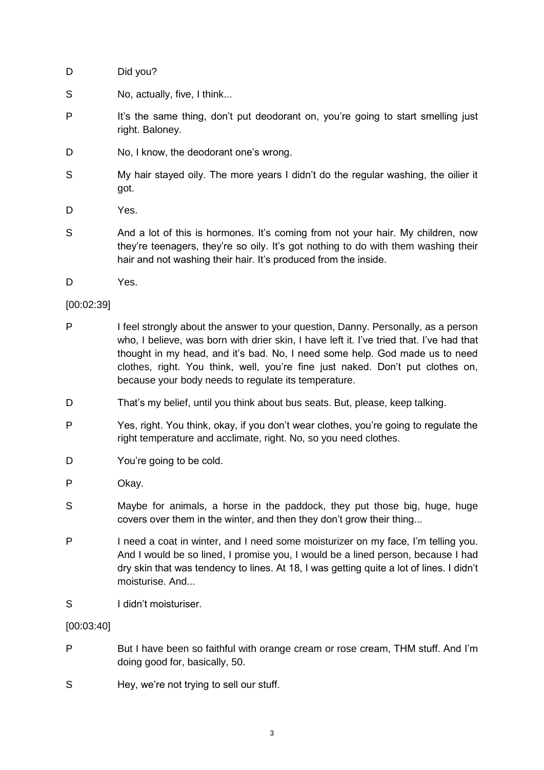D Did you?

S No, actually, five, I think...

P It's the same thing, don't put deodorant on, you're going to start smelling just right. Baloney.

D No, I know, the deodorant one's wrong.

S My hair stayed oily. The more years I didn't do the regular washing, the oilier it got.

D Yes.

S And a lot of this is hormones. It's coming from not your hair. My children, now they're teenagers, they're so oily. It's got nothing to do with them washing their hair and not washing their hair. It's produced from the inside.

D Yes.

[00:02:39]

P I feel strongly about the answer to your question, Danny. Personally, as a person who, I believe, was born with drier skin, I have left it. I've tried that. I've had that thought in my head, and it's bad. No, I need some help. God made us to need clothes, right. You think, well, you're fine just naked. Don't put clothes on, because your body needs to regulate its temperature.

D That's my belief, until you think about bus seats. But, please, keep talking.

P Yes, right. You think, okay, if you don't wear clothes, you're going to regulate the right temperature and acclimate, right. No, so you need clothes.

D You're going to be cold.

P Okay.

S Maybe for animals, a horse in the paddock, they put those big, huge, huge covers over them in the winter, and then they don't grow their thing...

P I need a coat in winter, and I need some moisturizer on my face, I'm telling you. And I would be so lined, I promise you, I would be a lined person, because I had dry skin that was tendency to lines. At 18, I was getting quite a lot of lines. I didn't moisturise. And...

S I didn't moisturiser.

[00:03:40]

P But I have been so faithful with orange cream or rose cream, THM stuff. And I'm doing good for, basically, 50.

S Hey, we're not trying to sell our stuff.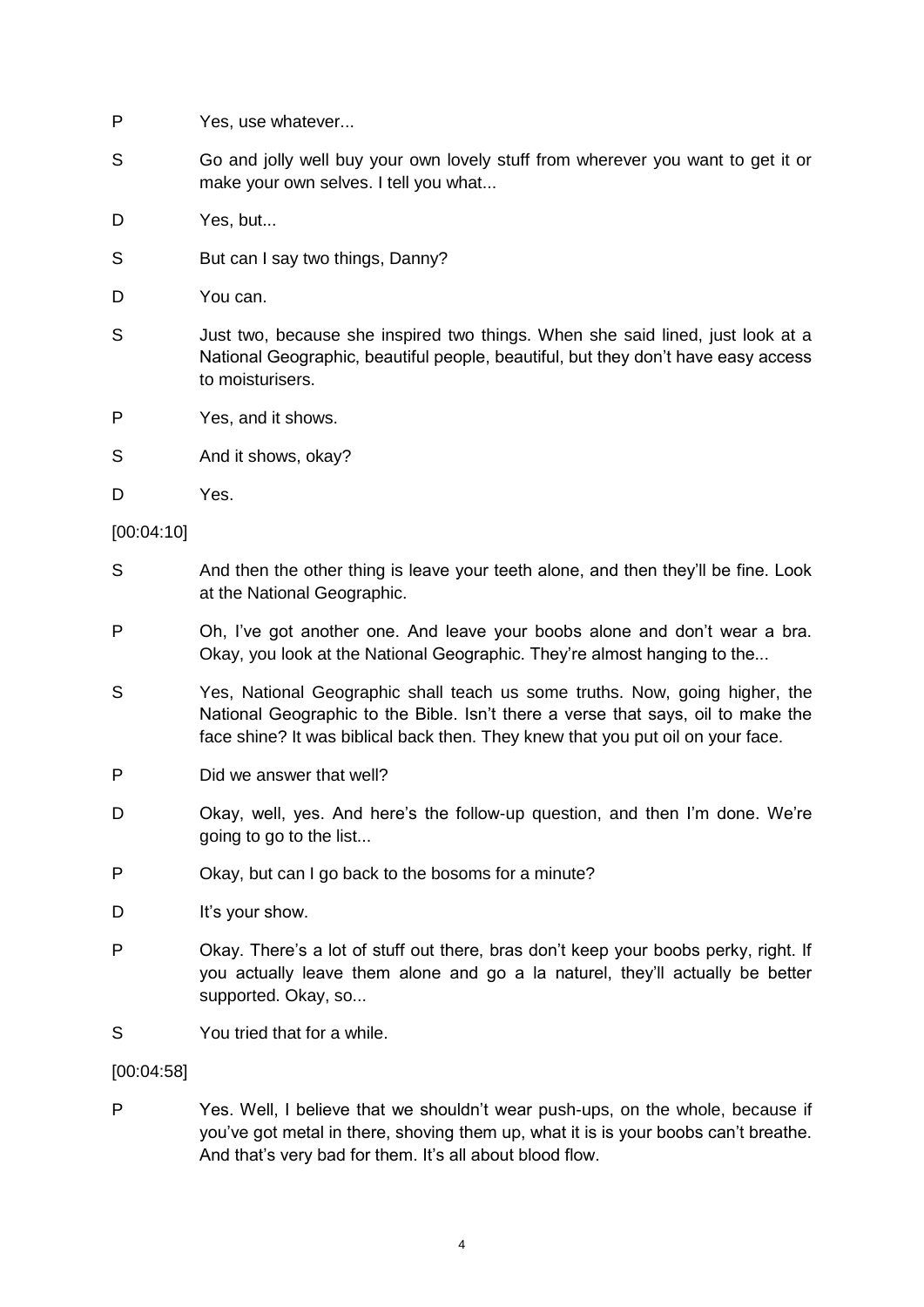P Yes, use whatever...

S Go and jolly well buy your own lovely stuff from wherever you want to get it or make your own selves. I tell you what...

D Yes, but...

S But can I say two things, Danny?

D You can.

S Just two, because she inspired two things. When she said lined, just look at a National Geographic, beautiful people, beautiful, but they don't have easy access to moisturisers.

P Yes, and it shows.

S And it shows, okay?

D Yes.

[00:04:10]

S And then the other thing is leave your teeth alone, and then they'll be fine. Look at the National Geographic.

P Oh, I've got another one. And leave your boobs alone and don't wear a bra. Okay, you look at the National Geographic. They're almost hanging to the...

S Yes, National Geographic shall teach us some truths. Now, going higher, the National Geographic to the Bible. Isn't there a verse that says, oil to make the face shine? It was biblical back then. They knew that you put oil on your face.

P Did we answer that well?

D Okay, well, yes. And here's the follow-up question, and then I'm done. We're going to go to the list...

P Okay, but can I go back to the bosoms for a minute?

D It's your show.

P Okay. There's a lot of stuff out there, bras don't keep your boobs perky, right. If you actually leave them alone and go a la naturel, they'll actually be better supported. Okay, so...

S You tried that for a while.

[00:04:58]

P Yes. Well, I believe that we shouldn't wear push-ups, on the whole, because if you've got metal in there, shoving them up, what it is is your boobs can't breathe. And that's very bad for them. It's all about blood flow.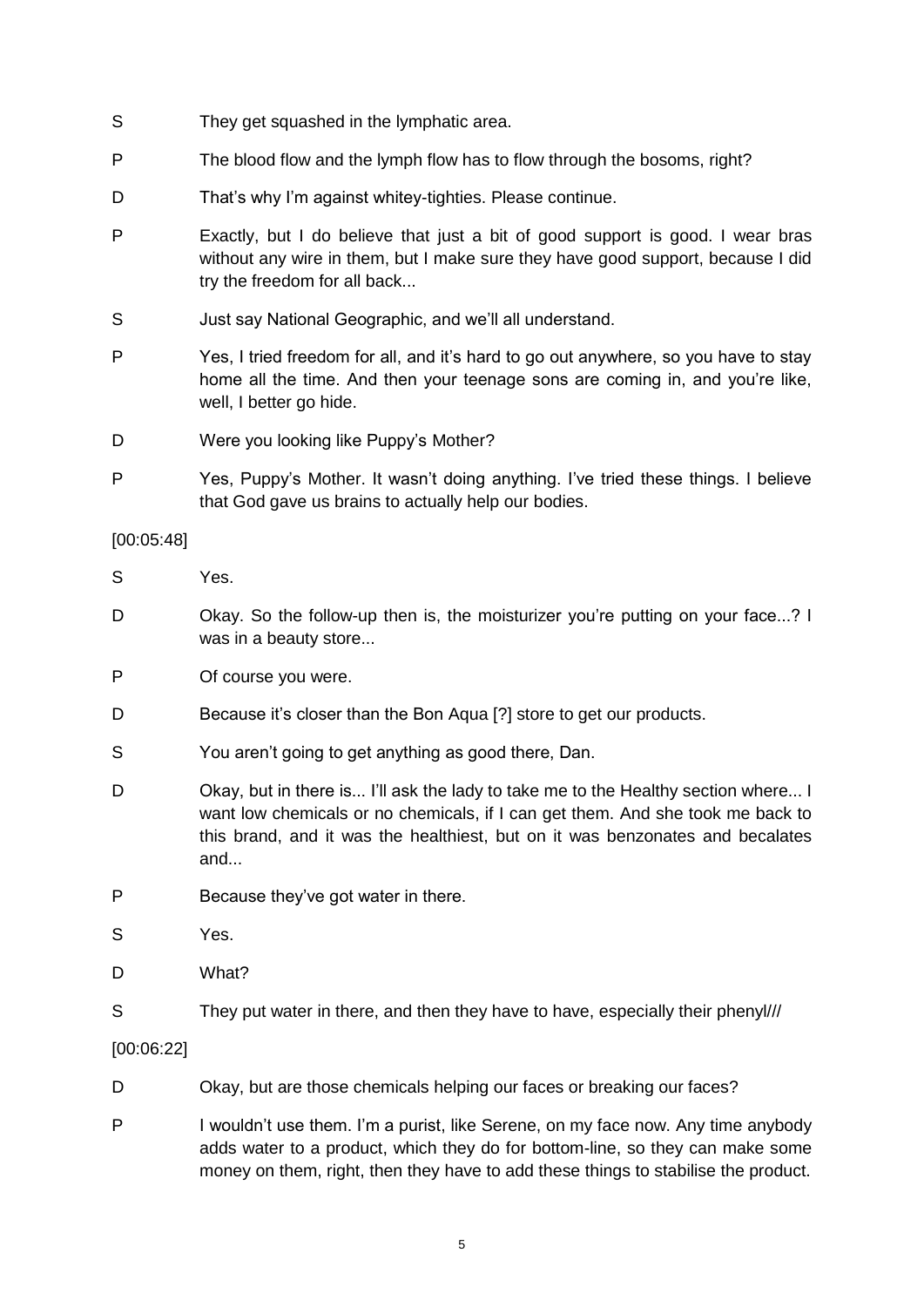S They get squashed in the lymphatic area.

P The blood flow and the lymph flow has to flow through the bosoms, right?

D That's why I'm against whitey-tighties. Please continue.

P Exactly, but I do believe that just a bit of good support is good. I wear bras without any wire in them, but I make sure they have good support, because I did try the freedom for all back...

S Just say National Geographic, and we'll all understand.

P Yes, I tried freedom for all, and it's hard to go out anywhere, so you have to stay home all the time. And then your teenage sons are coming in, and you're like, well, I better go hide.

D Were you looking like Puppy's Mother?

P Yes, Puppy's Mother. It wasn't doing anything. I've tried these things. I believe that God gave us brains to actually help our bodies.

[00:05:48]

S Yes.

D Okay. So the follow-up then is, the moisturizer you're putting on your face...? I was in a beauty store...

P Of course you were.

D Because it's closer than the Bon Aqua [?] store to get our products.

S You aren't going to get anything as good there, Dan.

D Okay, but in there is... I'll ask the lady to take me to the Healthy section where... I want low chemicals or no chemicals, if I can get them. And she took me back to this brand, and it was the healthiest, but on it was benzonates and becalates and...

P Because they've got water in there.

S Yes.

D What?

S They put water in there, and then they have to have, especially their phenyl///

[00:06:22]

D Okay, but are those chemicals helping our faces or breaking our faces?

P I wouldn't use them. I'm a purist, like Serene, on my face now. Any time anybody adds water to a product, which they do for bottom-line, so they can make some money on them, right, then they have to add these things to stabilise the product.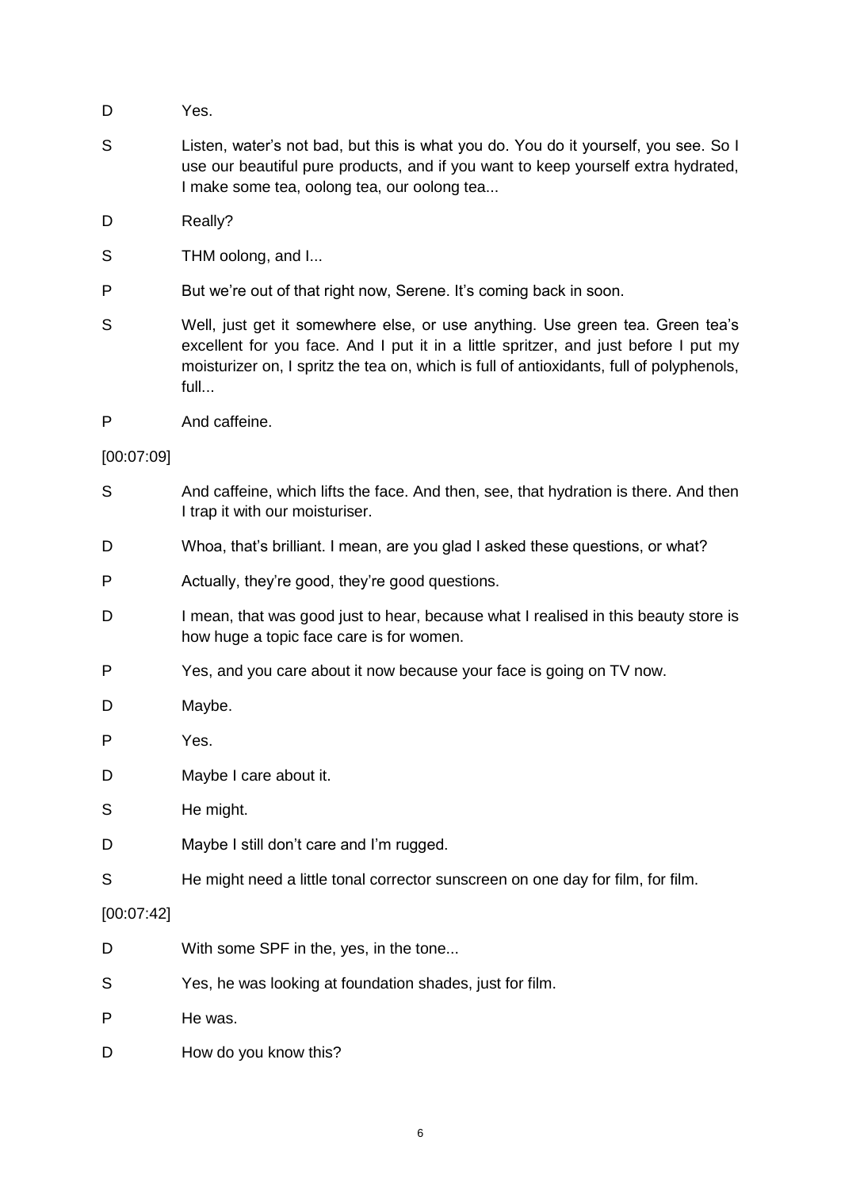D Yes.

S Listen, water's not bad, but this is what you do. You do it yourself, you see. So I use our beautiful pure products, and if you want to keep yourself extra hydrated, I make some tea, oolong tea, our oolong tea...

D Really?

S THM oolong, and I...

P But we're out of that right now, Serene. It's coming back in soon.

S Well, just get it somewhere else, or use anything. Use green tea. Green tea's excellent for you face. And I put it in a little spritzer, and just before I put my moisturizer on, I spritz the tea on, which is full of antioxidants, full of polyphenols, full...

P And caffeine.

[00:07:09]

S And caffeine, which lifts the face. And then, see, that hydration is there. And then I trap it with our moisturiser.

D Whoa, that's brilliant. I mean, are you glad I asked these questions, or what?

P Actually, they're good, they're good questions.

D I mean, that was good just to hear, because what I realised in this beauty store is how huge a topic face care is for women.

P Yes, and you care about it now because your face is going on TV now.

D Maybe.

P Yes.

D Maybe I care about it.

S He might.

D Maybe I still don't care and I'm rugged.

S He might need a little tonal corrector sunscreen on one day for film, for film.

[00:07:42]

D With some SPF in the, yes, in the tone...

S Yes, he was looking at foundation shades, just for film.

P He was.

D How do you know this?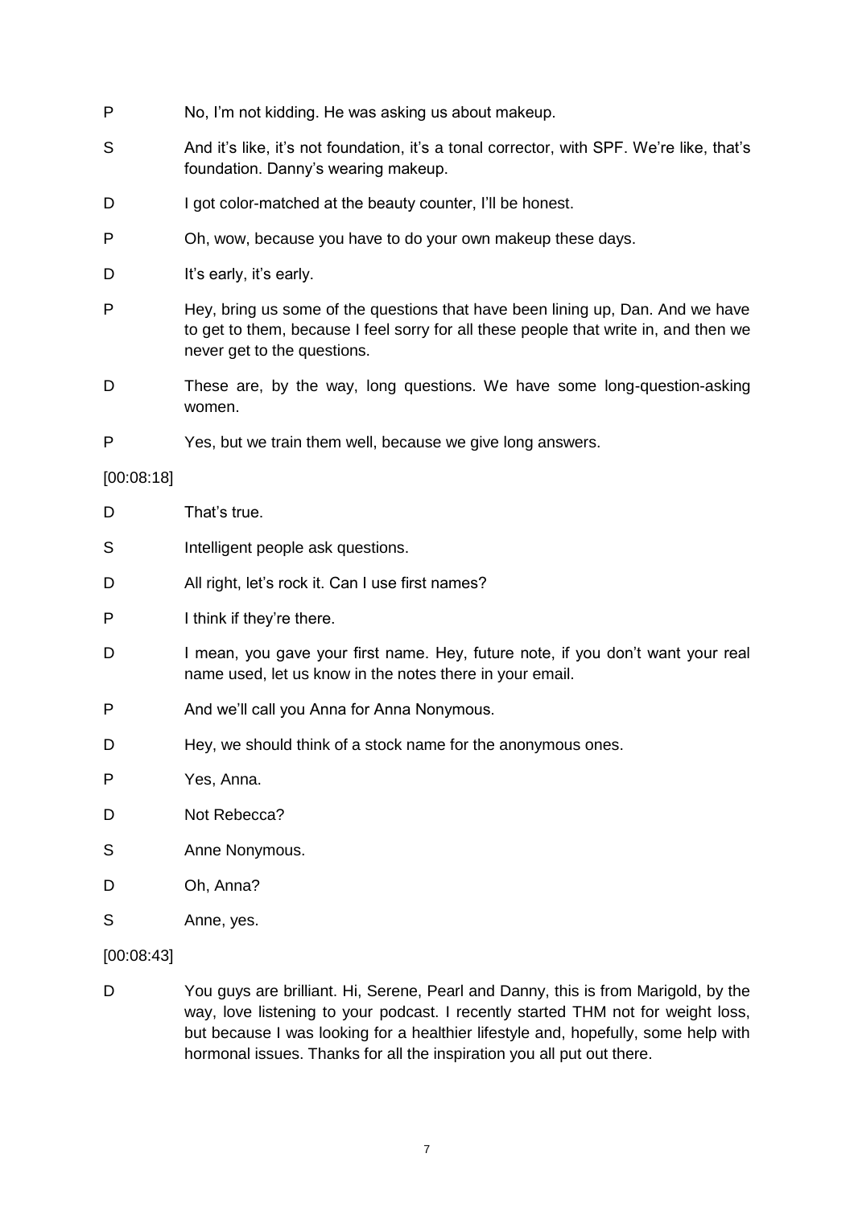P No, I'm not kidding. He was asking us about makeup.

S And it's like, it's not foundation, it's a tonal corrector, with SPF. We're like, that's foundation. Danny's wearing makeup.

D I got color-matched at the beauty counter, I'll be honest.

P Oh, wow, because you have to do your own makeup these days.

D It's early, it's early.

P Hey, bring us some of the questions that have been lining up, Dan. And we have to get to them, because I feel sorry for all these people that write in, and then we never get to the questions.

D These are, by the way, long questions. We have some long-question-asking women.

P Yes, but we train them well, because we give long answers.

[00:08:18]

D That's true.

S Intelligent people ask questions.

D All right, let's rock it. Can I use first names?

P I think if they're there.

D I mean, you gave your first name. Hey, future note, if you don't want your real name used, let us know in the notes there in your email.

P And we'll call you Anna for Anna Nonymous.

D Hey, we should think of a stock name for the anonymous ones.

P Yes, Anna.

D Not Rebecca?

S Anne Nonymous.

D Oh, Anna?

S Anne, yes.

[00:08:43]

D You guys are brilliant. Hi, Serene, Pearl and Danny, this is from Marigold, by the way, love listening to your podcast. I recently started THM not for weight loss, but because I was looking for a healthier lifestyle and, hopefully, some help with hormonal issues. Thanks for all the inspiration you all put out there.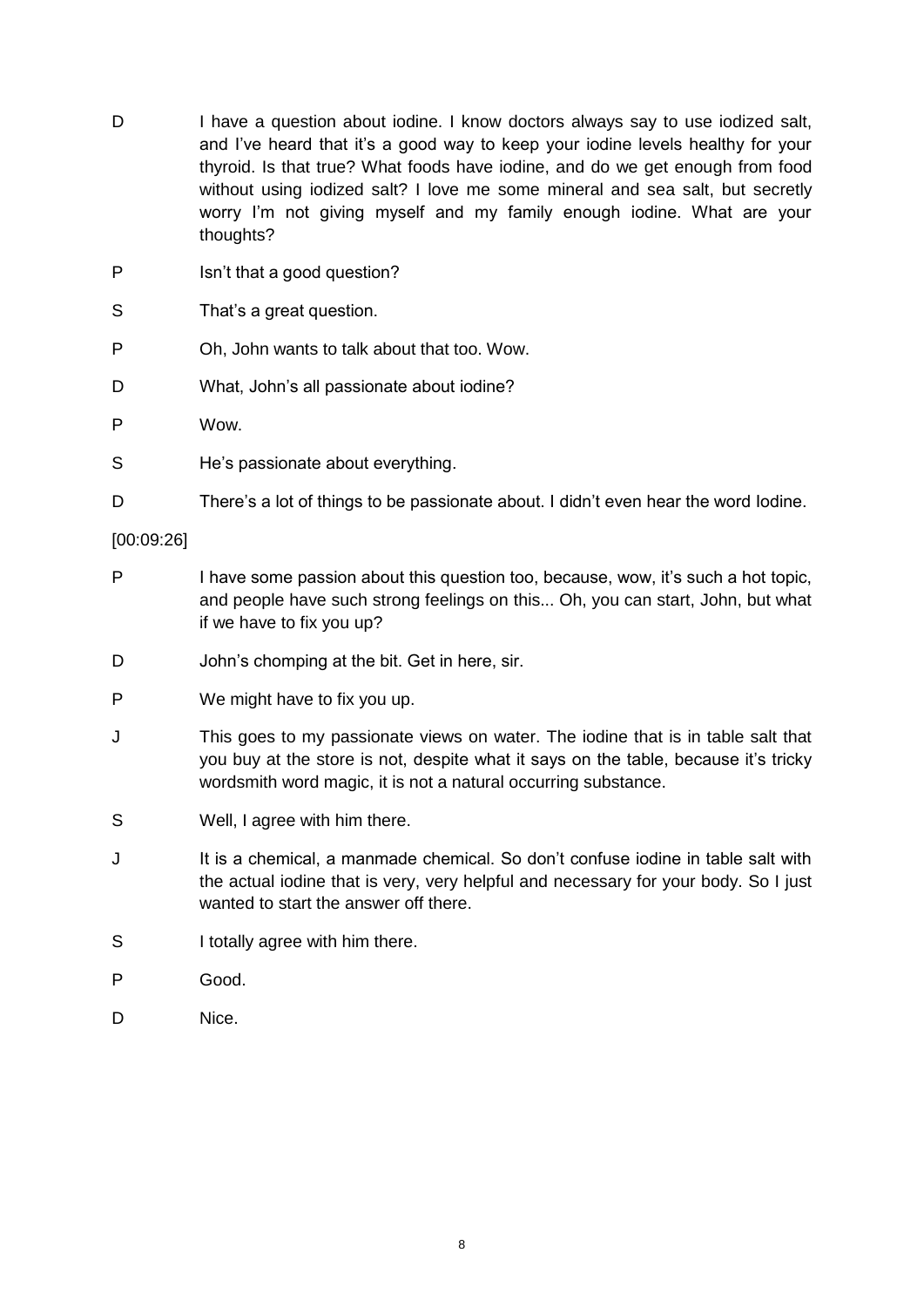D I have a question about iodine. I know doctors always say to use iodized salt, and I've heard that it's a good way to keep your iodine levels healthy for your thyroid. Is that true? What foods have iodine, and do we get enough from food without using iodized salt? I love me some mineral and sea salt, but secretly worry I'm not giving myself and my family enough iodine. What are your thoughts?

P Isn't that a good question?

S That's a great question.

P Oh, John wants to talk about that too. Wow.

D What, John's all passionate about iodine?

P Wow.

S He's passionate about everything.

D There's a lot of things to be passionate about. I didn't even hear the word Iodine.

[00:09:26]

P I have some passion about this question too, because, wow, it's such a hot topic, and people have such strong feelings on this... Oh, you can start, John, but what if we have to fix you up?

D John's chomping at the bit. Get in here, sir.

P We might have to fix you up.

J This goes to my passionate views on water. The iodine that is in table salt that you buy at the store is not, despite what it says on the table, because it's tricky wordsmith word magic, it is not a natural occurring substance.

S Well, I agree with him there.

J It is a chemical, a manmade chemical. So don't confuse iodine in table salt with the actual iodine that is very, very helpful and necessary for your body. So I just wanted to start the answer off there.

S I totally agree with him there.

P Good.

D Nice.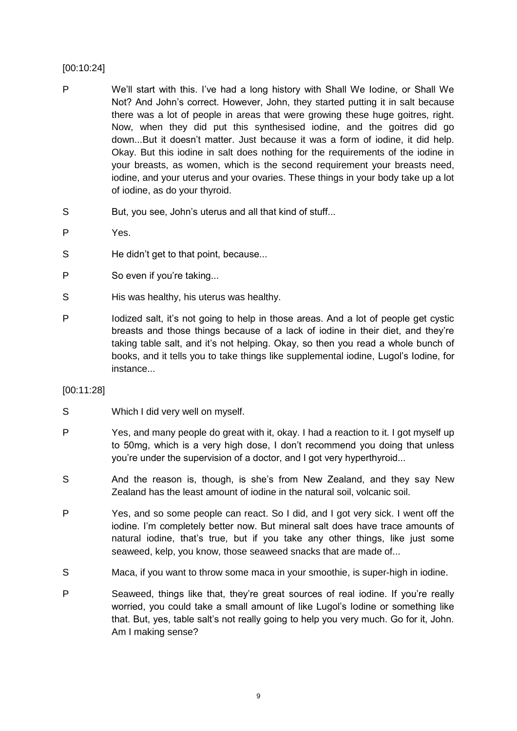[00:10:24]

P We'll start with this. I've had a long history with Shall We Iodine, or Shall We Not? And John's correct. However, John, they started putting it in salt because there was a lot of people in areas that were growing these huge goitres, right. Now, when they did put this synthesised iodine, and the goitres did go down...But it doesn't matter. Just because it was a form of iodine, it did help. Okay. But this iodine in salt does nothing for the requirements of the iodine in your breasts, as women, which is the second requirement your breasts need, iodine, and your uterus and your ovaries. These things in your body take up a lot of iodine, as do your thyroid.

S But, you see, John's uterus and all that kind of stuff...

P Yes.

S He didn't get to that point, because...

P So even if you're taking...

S His was healthy, his uterus was healthy.

P Iodized salt, it's not going to help in those areas. And a lot of people get cystic breasts and those things because of a lack of iodine in their diet, and they're taking table salt, and it's not helping. Okay, so then you read a whole bunch of books, and it tells you to take things like supplemental iodine, Lugol's Iodine, for instance...

[00:11:28]

S Which I did very well on myself.

P Yes, and many people do great with it, okay. I had a reaction to it. I got myself up to 50mg, which is a very high dose, I don't recommend you doing that unless you're under the supervision of a doctor, and I got very hyperthyroid...

S And the reason is, though, is she's from New Zealand, and they say New Zealand has the least amount of iodine in the natural soil, volcanic soil.

P Yes, and so some people can react. So I did, and I got very sick. I went off the iodine. I'm completely better now. But mineral salt does have trace amounts of natural iodine, that's true, but if you take any other things, like just some seaweed, kelp, you know, those seaweed snacks that are made of...

S Maca, if you want to throw some maca in your smoothie, is super-high in iodine.

P Seaweed, things like that, they're great sources of real iodine. If you're really worried, you could take a small amount of like Lugol's Iodine or something like that. But, yes, table salt's not really going to help you very much. Go for it, John. Am I making sense?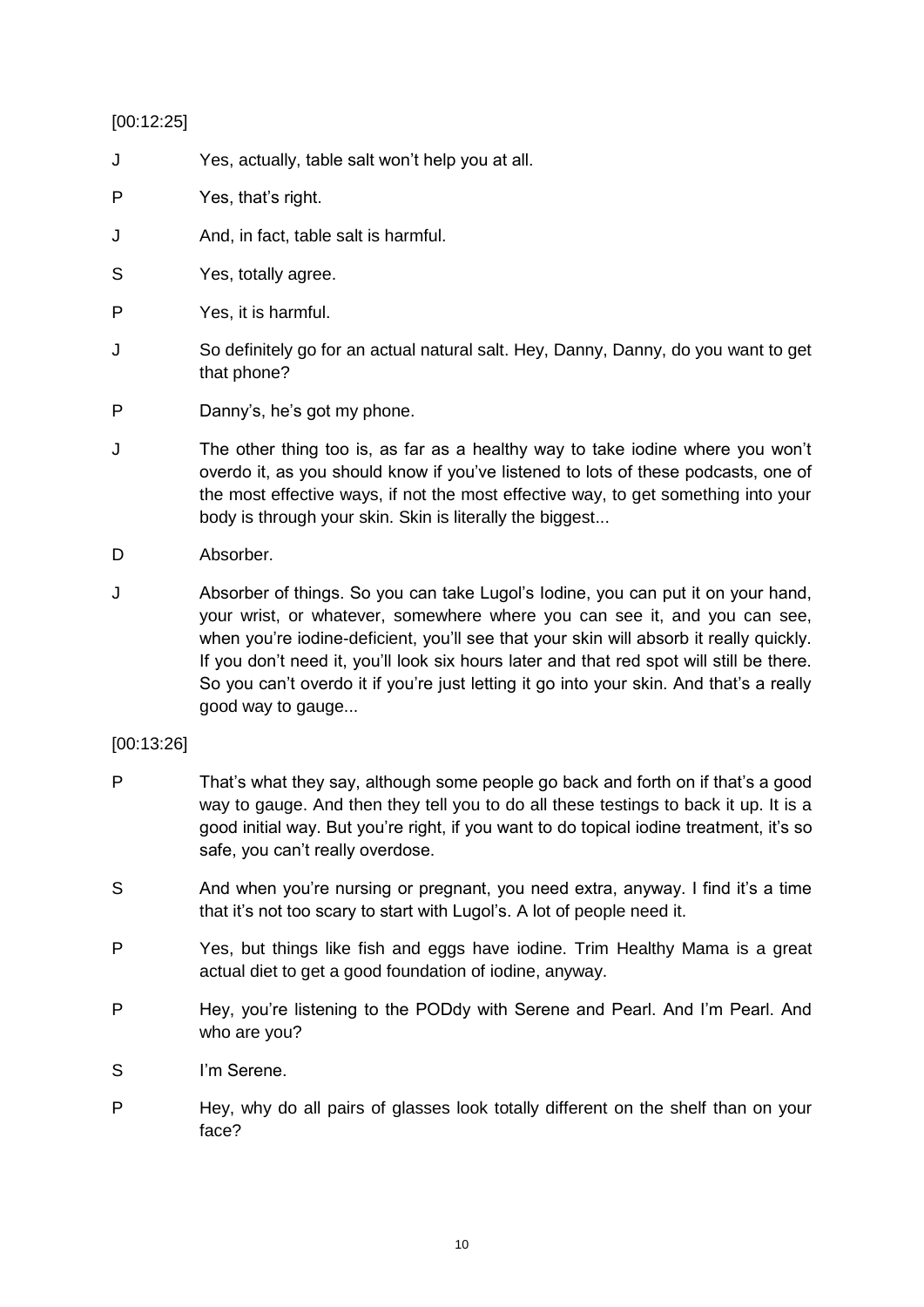[00:12:25]

J Yes, actually, table salt won't help you at all.

P Yes, that's right.

J And, in fact, table salt is harmful.

S Yes, totally agree.

P Yes, it is harmful.

J So definitely go for an actual natural salt. Hey, Danny, Danny, do you want to get that phone?

P Danny's, he's got my phone.

J The other thing too is, as far as a healthy way to take iodine where you won't overdo it, as you should know if you've listened to lots of these podcasts, one of the most effective ways, if not the most effective way, to get something into your body is through your skin. Skin is literally the biggest...

D Absorber.

J Absorber of things. So you can take Lugol's Iodine, you can put it on your hand, your wrist, or whatever, somewhere where you can see it, and you can see, when you're iodine-deficient, you'll see that your skin will absorb it really quickly. If you don't need it, you'll look six hours later and that red spot will still be there. So you can't overdo it if you're just letting it go into your skin. And that's a really good way to gauge...

[00:13:26]

P That's what they say, although some people go back and forth on if that's a good way to gauge. And then they tell you to do all these testings to back it up. It is a good initial way. But you're right, if you want to do topical iodine treatment, it's so safe, you can't really overdose.

S And when you're nursing or pregnant, you need extra, anyway. I find it's a time that it's not too scary to start with Lugol's. A lot of people need it.

P Yes, but things like fish and eggs have iodine. Trim Healthy Mama is a great actual diet to get a good foundation of iodine, anyway.

P Hey, you're listening to the PODdy with Serene and Pearl. And I'm Pearl. And who are you?

S I'm Serene.

P Hey, why do all pairs of glasses look totally different on the shelf than on your face?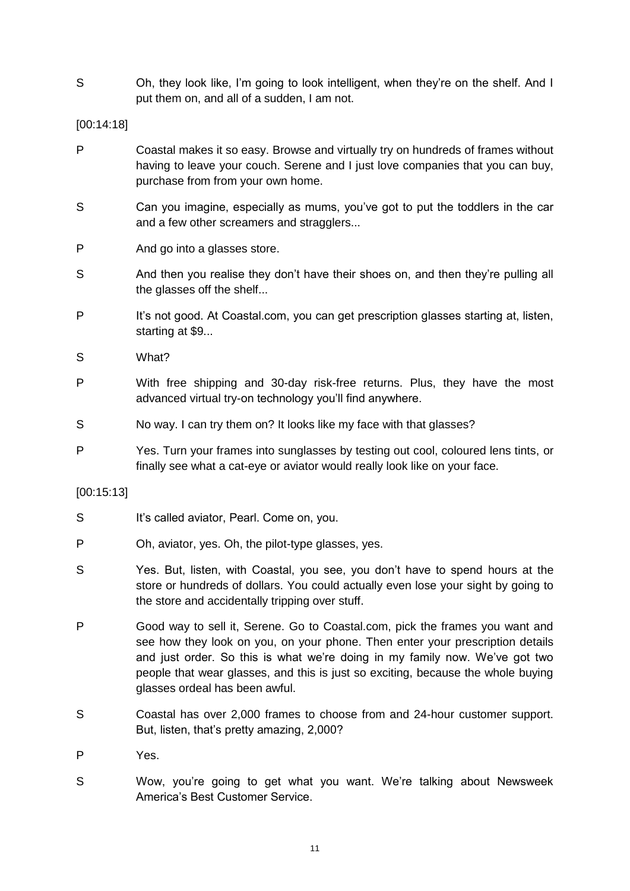S Oh, they look like, I'm going to look intelligent, when they're on the shelf. And I put them on, and all of a sudden, I am not.

[00:14:18]

P Coastal makes it so easy. Browse and virtually try on hundreds of frames without having to leave your couch. Serene and I just love companies that you can buy, purchase from from your own home.

S Can you imagine, especially as mums, you've got to put the toddlers in the car and a few other screamers and stragglers...

P And go into a glasses store.

S And then you realise they don't have their shoes on, and then they're pulling all the glasses off the shelf...

P It's not good. At Coastal.com, you can get prescription glasses starting at, listen, starting at $9...

S What?

P With free shipping and 30-day risk-free returns. Plus, they have the most advanced virtual try-on technology you'll find anywhere.

S No way. I can try them on? It looks like my face with that glasses?

P Yes. Turn your frames into sunglasses by testing out cool, coloured lens tints, or finally see what a cat-eye or aviator would really look like on your face.

[00:15:13]

S It's called aviator, Pearl. Come on, you.

P Oh, aviator, yes. Oh, the pilot-type glasses, yes.

S Yes. But, listen, with Coastal, you see, you don't have to spend hours at the store or hundreds of dollars. You could actually even lose your sight by going to the store and accidentally tripping over stuff.

P Good way to sell it, Serene. Go to Coastal.com, pick the frames you want and see how they look on you, on your phone. Then enter your prescription details and just order. So this is what we're doing in my family now. We've got two people that wear glasses, and this is just so exciting, because the whole buying glasses ordeal has been awful.

S Coastal has over 2,000 frames to choose from and 24-hour customer support. But, listen, that's pretty amazing, 2,000?

P Yes.

S Wow, you're going to get what you want. We're talking about Newsweek America's Best Customer Service.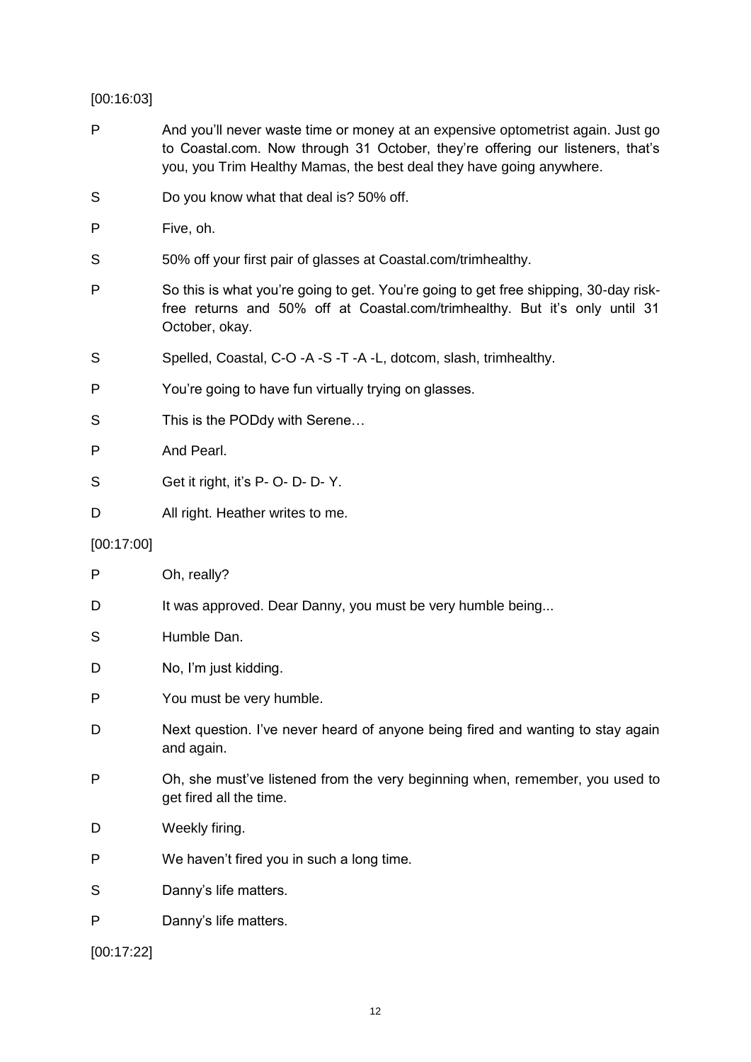[00:16:03]

P And you'll never waste time or money at an expensive optometrist again. Just go to Coastal.com. Now through 31 October, they're offering our listeners, that's you, you Trim Healthy Mamas, the best deal they have going anywhere.

S Do you know what that deal is? 50% off.

P Five, oh.

S 50% off your first pair of glasses at Coastal.com/trimhealthy.

P So this is what you're going to get. You're going to get free shipping, 30-day risk-free returns and 50% off at Coastal.com/trimhealthy. But it's only until 31 October, okay.

S Spelled, Coastal, C-O -A -S -T -A -L, dotcom, slash, trimhealthy.

P You're going to have fun virtually trying on glasses.

S This is the PODdy with Serene…

P And Pearl.

S Get it right, it's P- O- D- D- Y.

D All right. Heather writes to me.

[00:17:00]

P Oh, really?

D It was approved. Dear Danny, you must be very humble being...

S Humble Dan.

D No, I'm just kidding.

P You must be very humble.

D Next question. I've never heard of anyone being fired and wanting to stay again and again.

P Oh, she must've listened from the very beginning when, remember, you used to get fired all the time.

D Weekly firing.

P We haven't fired you in such a long time.

S Danny's life matters.

P Danny's life matters.

[00:17:22]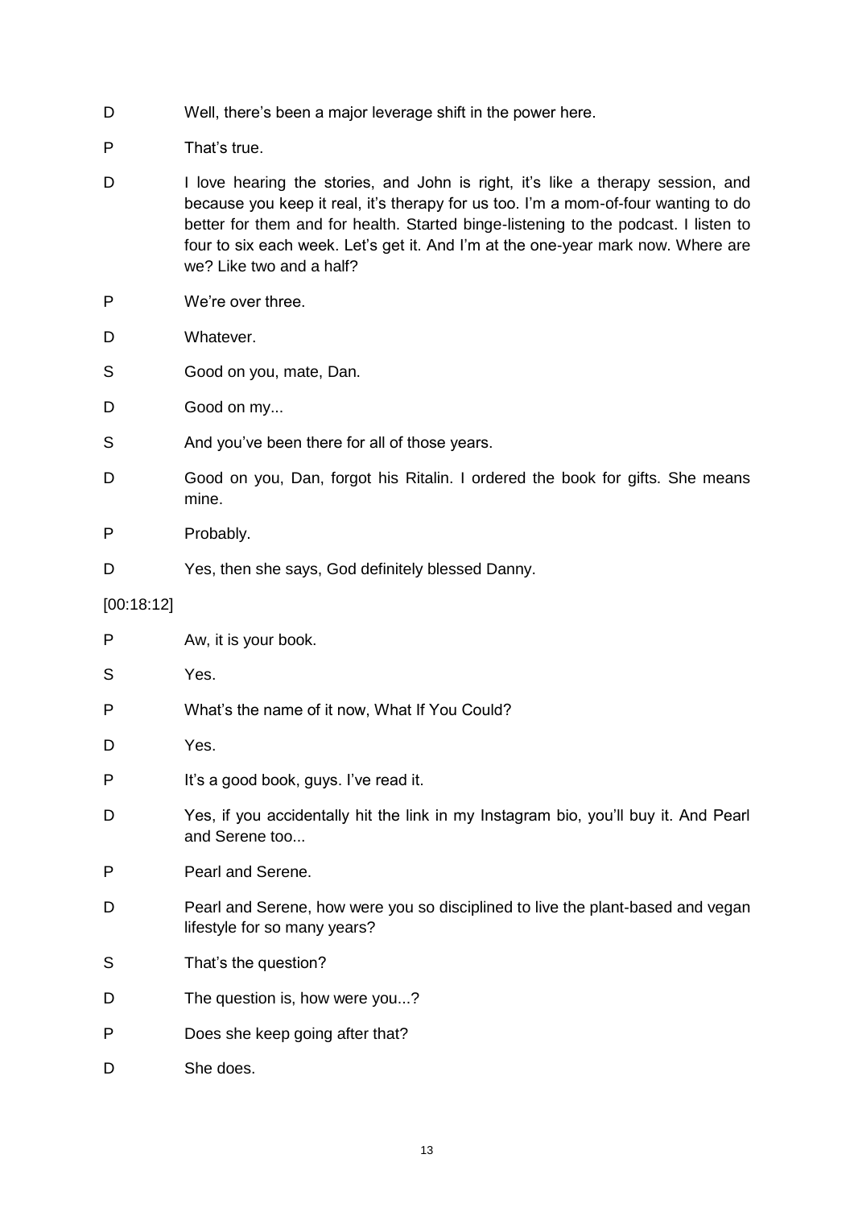D Well, there's been a major leverage shift in the power here.

P That's true.

D I love hearing the stories, and John is right, it's like a therapy session, and because you keep it real, it's therapy for us too. I'm a mom-of-four wanting to do better for them and for health. Started binge-listening to the podcast. I listen to four to six each week. Let's get it. And I'm at the one-year mark now. Where are we? Like two and a half?

P We're over three.

D Whatever.

S Good on you, mate, Dan.

D Good on my...

S And you've been there for all of those years.

D Good on you, Dan, forgot his Ritalin. I ordered the book for gifts. She means mine.

P Probably.

D Yes, then she says, God definitely blessed Danny.

[00:18:12]

P Aw, it is your book.

S Yes.

P What's the name of it now, What If You Could?

D Yes.

P It's a good book, guys. I've read it.

D Yes, if you accidentally hit the link in my Instagram bio, you'll buy it. And Pearl and Serene too...

P Pearl and Serene.

D Pearl and Serene, how were you so disciplined to live the plant-based and vegan lifestyle for so many years?

S That's the question?

D The question is, how were you...?

P Does she keep going after that?

D She does.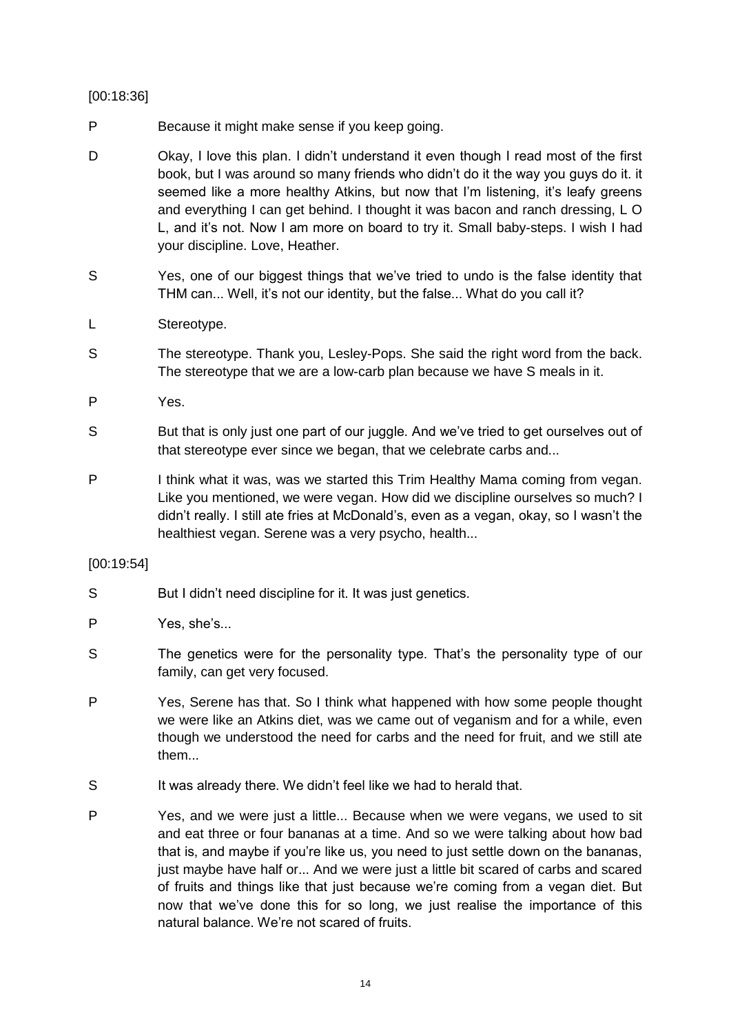[00:18:36]

P Because it might make sense if you keep going.

D Okay, I love this plan. I didn't understand it even though I read most of the first book, but I was around so many friends who didn't do it the way you guys do it. it seemed like a more healthy Atkins, but now that I'm listening, it's leafy greens and everything I can get behind. I thought it was bacon and ranch dressing, L O L, and it's not. Now I am more on board to try it. Small baby-steps. I wish I had your discipline. Love, Heather.

S Yes, one of our biggest things that we've tried to undo is the false identity that THM can... Well, it's not our identity, but the false... What do you call it?

L Stereotype.

S The stereotype. Thank you, Lesley-Pops. She said the right word from the back. The stereotype that we are a low-carb plan because we have S meals in it.

P Yes.

S But that is only just one part of our juggle. And we've tried to get ourselves out of that stereotype ever since we began, that we celebrate carbs and...

P I think what it was, was we started this Trim Healthy Mama coming from vegan. Like you mentioned, we were vegan. How did we discipline ourselves so much? I didn't really. I still ate fries at McDonald's, even as a vegan, okay, so I wasn't the healthiest vegan. Serene was a very psycho, health...

[00:19:54]

S But I didn't need discipline for it. It was just genetics.

P Yes, she's...

S The genetics were for the personality type. That's the personality type of our family, can get very focused.

P Yes, Serene has that. So I think what happened with how some people thought we were like an Atkins diet, was we came out of veganism and for a while, even though we understood the need for carbs and the need for fruit, and we still ate them...

S It was already there. We didn't feel like we had to herald that.

P Yes, and we were just a little... Because when we were vegans, we used to sit and eat three or four bananas at a time. And so we were talking about how bad that is, and maybe if you're like us, you need to just settle down on the bananas, just maybe have half or... And we were just a little bit scared of carbs and scared of fruits and things like that just because we're coming from a vegan diet. But now that we've done this for so long, we just realise the importance of this natural balance. We're not scared of fruits.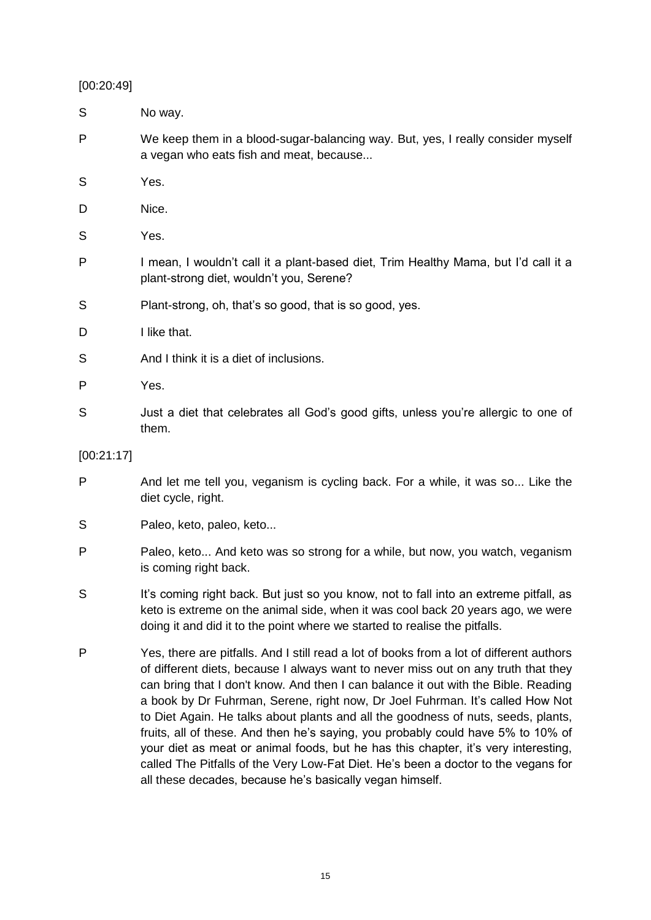[00:20:49]

S No way.

P We keep them in a blood-sugar-balancing way. But, yes, I really consider myself a vegan who eats fish and meat, because...

S Yes.

D Nice.

S Yes.

P I mean, I wouldn't call it a plant-based diet, Trim Healthy Mama, but I'd call it a plant-strong diet, wouldn't you, Serene?

S Plant-strong, oh, that's so good, that is so good, yes.

D I like that.

S And I think it is a diet of inclusions.

P Yes.

S Just a diet that celebrates all God's good gifts, unless you're allergic to one of them.

[00:21:17]

P And let me tell you, veganism is cycling back. For a while, it was so... Like the diet cycle, right.

S Paleo, keto, paleo, keto...

P Paleo, keto... And keto was so strong for a while, but now, you watch, veganism is coming right back.

S It's coming right back. But just so you know, not to fall into an extreme pitfall, as keto is extreme on the animal side, when it was cool back 20 years ago, we were doing it and did it to the point where we started to realise the pitfalls.

P Yes, there are pitfalls. And I still read a lot of books from a lot of different authors of different diets, because I always want to never miss out on any truth that they can bring that I don't know. And then I can balance it out with the Bible. Reading a book by Dr Fuhrman, Serene, right now, Dr Joel Fuhrman. It's called How Not to Diet Again. He talks about plants and all the goodness of nuts, seeds, plants, fruits, all of these. And then he's saying, you probably could have 5% to 10% of your diet as meat or animal foods, but he has this chapter, it's very interesting, called The Pitfalls of the Very Low-Fat Diet. He's been a doctor to the vegans for all these decades, because he's basically vegan himself.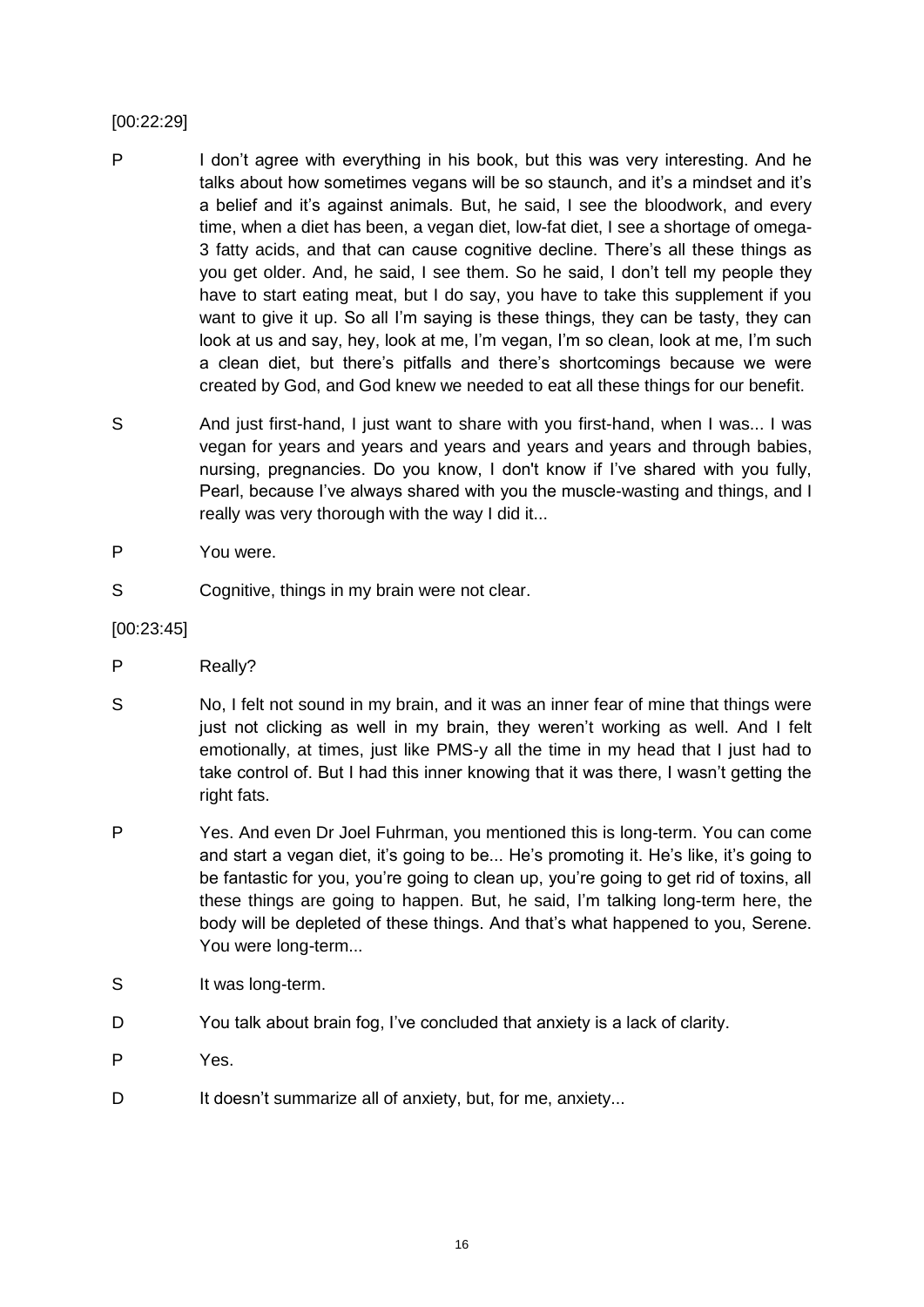[00:22:29]

P I don't agree with everything in his book, but this was very interesting. And he talks about how sometimes vegans will be so staunch, and it's a mindset and it's a belief and it's against animals. But, he said, I see the bloodwork, and every time, when a diet has been, a vegan diet, low-fat diet, I see a shortage of omega-3 fatty acids, and that can cause cognitive decline. There's all these things as you get older. And, he said, I see them. So he said, I don't tell my people they have to start eating meat, but I do say, you have to take this supplement if you want to give it up. So all I'm saying is these things, they can be tasty, they can look at us and say, hey, look at me, I'm vegan, I'm so clean, look at me, I'm such a clean diet, but there's pitfalls and there's shortcomings because we were created by God, and God knew we needed to eat all these things for our benefit.

S And just first-hand, I just want to share with you first-hand, when I was... I was vegan for years and years and years and years and years and through babies, nursing, pregnancies. Do you know, I don't know if I've shared with you fully, Pearl, because I've always shared with you the muscle-wasting and things, and I really was very thorough with the way I did it...

P You were.

S Cognitive, things in my brain were not clear.

[00:23:45]

P Really?

S No, I felt not sound in my brain, and it was an inner fear of mine that things were just not clicking as well in my brain, they weren't working as well. And I felt emotionally, at times, just like PMS-y all the time in my head that I just had to take control of. But I had this inner knowing that it was there, I wasn't getting the right fats.

P Yes. And even Dr Joel Fuhrman, you mentioned this is long-term. You can come and start a vegan diet, it's going to be... He's promoting it. He's like, it's going to be fantastic for you, you're going to clean up, you're going to get rid of toxins, all these things are going to happen. But, he said, I'm talking long-term here, the body will be depleted of these things. And that's what happened to you, Serene. You were long-term...

S It was long-term.

D You talk about brain fog, I've concluded that anxiety is a lack of clarity.

P Yes.

D It doesn't summarize all of anxiety, but, for me, anxiety...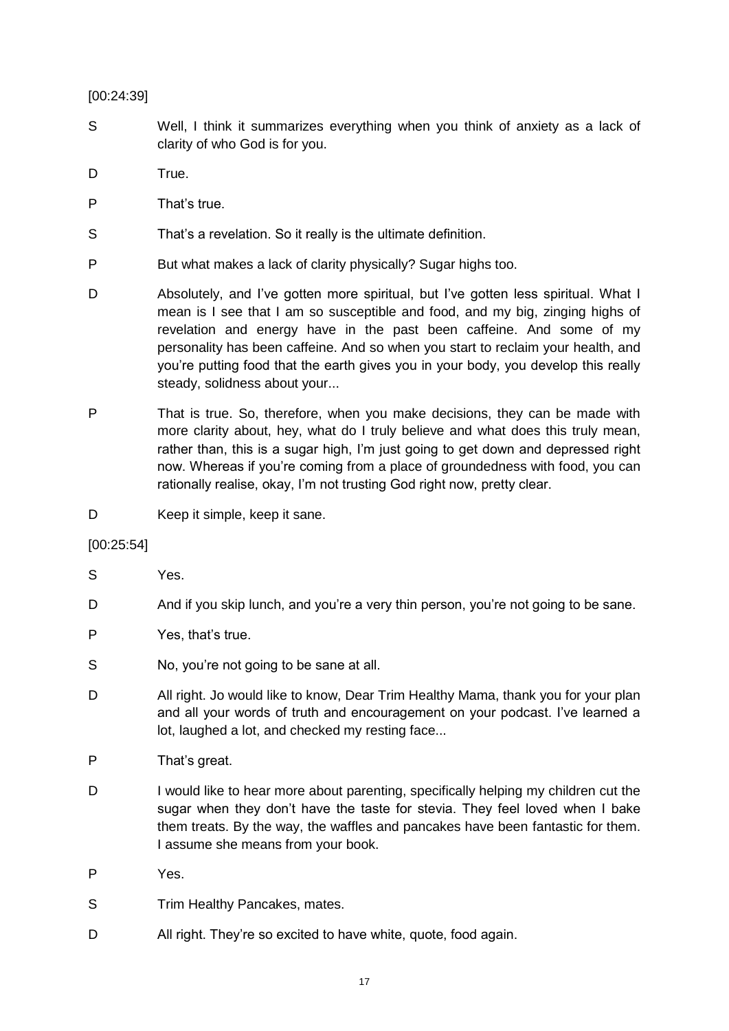[00:24:39]

S Well, I think it summarizes everything when you think of anxiety as a lack of clarity of who God is for you.

D True.

P That's true.

S That's a revelation. So it really is the ultimate definition.

P But what makes a lack of clarity physically? Sugar highs too.

D Absolutely, and I've gotten more spiritual, but I've gotten less spiritual. What I mean is I see that I am so susceptible and food, and my big, zinging highs of revelation and energy have in the past been caffeine. And some of my personality has been caffeine. And so when you start to reclaim your health, and you're putting food that the earth gives you in your body, you develop this really steady, solidness about your...

P That is true. So, therefore, when you make decisions, they can be made with more clarity about, hey, what do I truly believe and what does this truly mean, rather than, this is a sugar high, I'm just going to get down and depressed right now. Whereas if you're coming from a place of groundedness with food, you can rationally realise, okay, I'm not trusting God right now, pretty clear.

D Keep it simple, keep it sane.

[00:25:54]

S Yes.

D And if you skip lunch, and you're a very thin person, you're not going to be sane.

P Yes, that's true.

S No, you're not going to be sane at all.

D All right. Jo would like to know, Dear Trim Healthy Mama, thank you for your plan and all your words of truth and encouragement on your podcast. I've learned a lot, laughed a lot, and checked my resting face...

P That's great.

D I would like to hear more about parenting, specifically helping my children cut the sugar when they don't have the taste for stevia. They feel loved when I bake them treats. By the way, the waffles and pancakes have been fantastic for them. I assume she means from your book.

P Yes.

S Trim Healthy Pancakes, mates.

D All right. They're so excited to have white, quote, food again.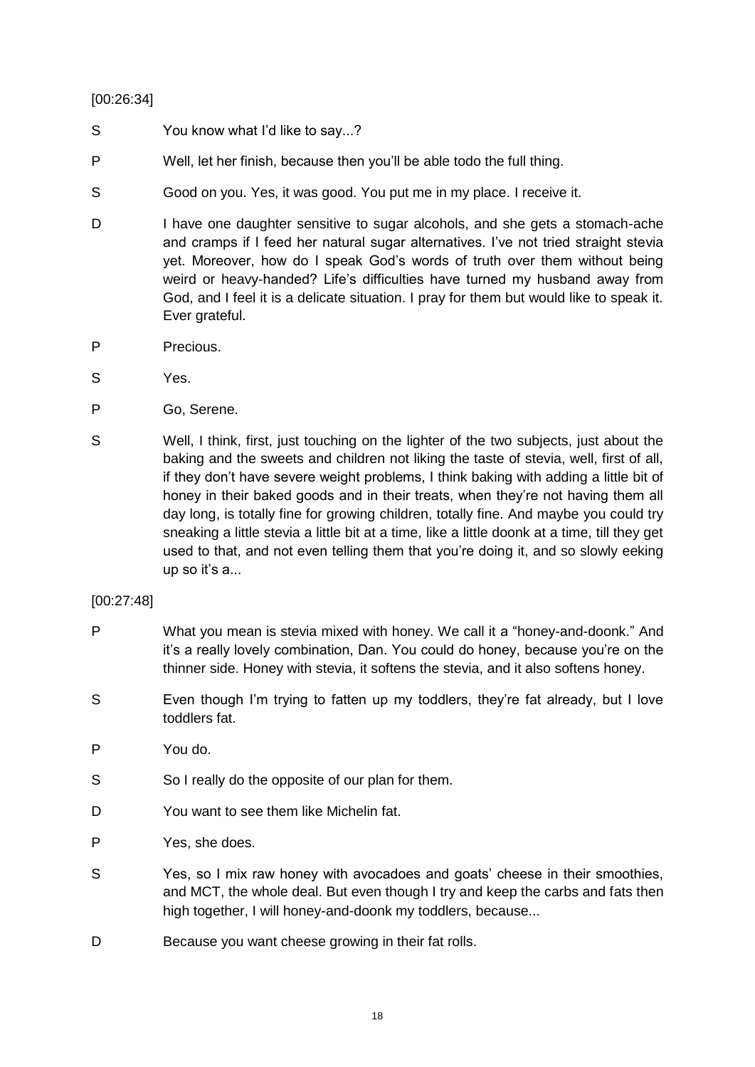[00:26:34]

S You know what I'd like to say...?

P Well, let her finish, because then you'll be able todo the full thing.

S Good on you. Yes, it was good. You put me in my place. I receive it.

D I have one daughter sensitive to sugar alcohols, and she gets a stomach-ache and cramps if I feed her natural sugar alternatives. I've not tried straight stevia yet. Moreover, how do I speak God's words of truth over them without being weird or heavy-handed? Life's difficulties have turned my husband away from God, and I feel it is a delicate situation. I pray for them but would like to speak it. Ever grateful.

P Precious.

S Yes.

P Go, Serene.

S Well, I think, first, just touching on the lighter of the two subjects, just about the baking and the sweets and children not liking the taste of stevia, well, first of all, if they don't have severe weight problems, I think baking with adding a little bit of honey in their baked goods and in their treats, when they're not having them all day long, is totally fine for growing children, totally fine. And maybe you could try sneaking a little stevia a little bit at a time, like a little doonk at a time, till they get used to that, and not even telling them that you're doing it, and so slowly eeking up so it's a...

[00:27:48]

P What you mean is stevia mixed with honey. We call it a "honey-and-doonk." And it's a really lovely combination, Dan. You could do honey, because you're on the thinner side. Honey with stevia, it softens the stevia, and it also softens honey.

S Even though I'm trying to fatten up my toddlers, they're fat already, but I love toddlers fat.

P You do.

S So I really do the opposite of our plan for them.

D You want to see them like Michelin fat.

P Yes, she does.

S Yes, so I mix raw honey with avocadoes and goats' cheese in their smoothies, and MCT, the whole deal. But even though I try and keep the carbs and fats then high together, I will honey-and-doonk my toddlers, because...

D Because you want cheese growing in their fat rolls.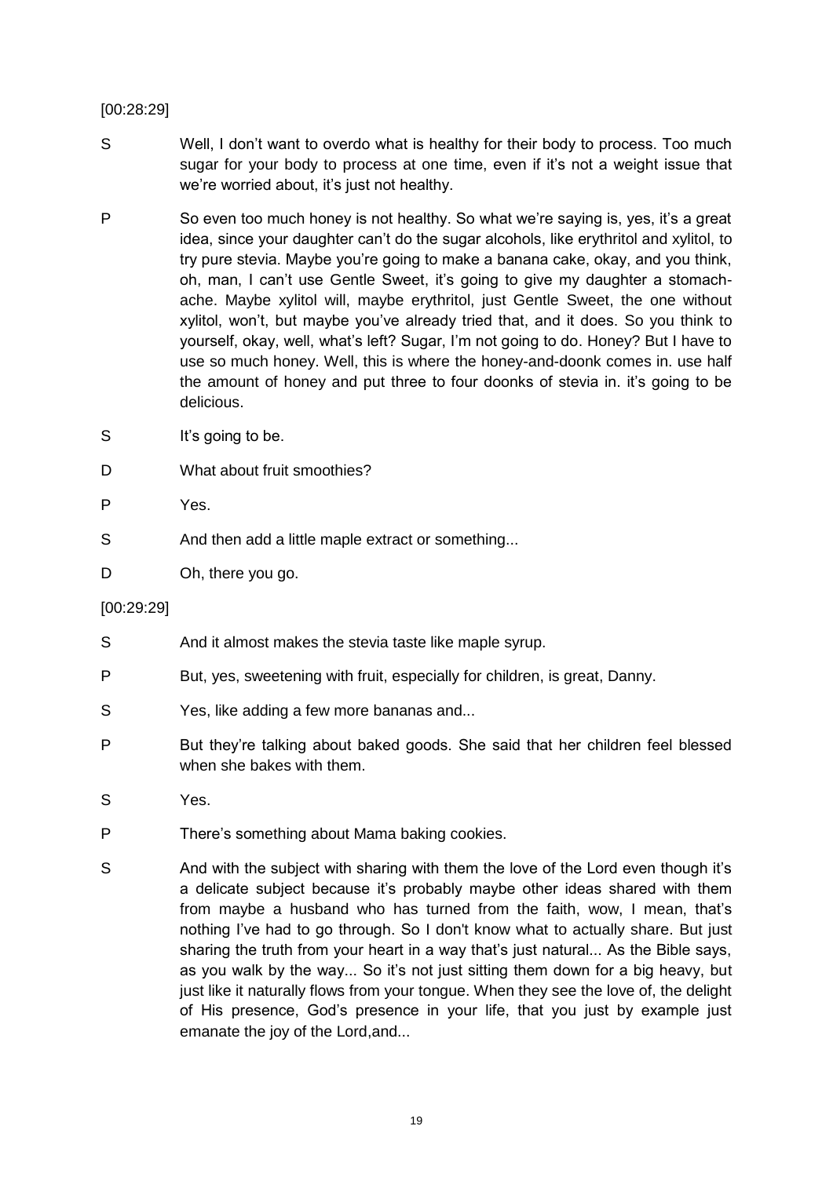[00:28:29]

S Well, I don't want to overdo what is healthy for their body to process. Too much sugar for your body to process at one time, even if it's not a weight issue that we're worried about, it's just not healthy.

P So even too much honey is not healthy. So what we're saying is, yes, it's a great idea, since your daughter can't do the sugar alcohols, like erythritol and xylitol, to try pure stevia. Maybe you're going to make a banana cake, okay, and you think, oh, man, I can't use Gentle Sweet, it's going to give my daughter a stomach-ache. Maybe xylitol will, maybe erythritol, just Gentle Sweet, the one without xylitol, won't, but maybe you've already tried that, and it does. So you think to yourself, okay, well, what's left? Sugar, I'm not going to do. Honey? But I have to use so much honey. Well, this is where the honey-and-doonk comes in. use half the amount of honey and put three to four doonks of stevia in. it's going to be delicious.

S It's going to be.

D What about fruit smoothies?

P Yes.

S And then add a little maple extract or something...

D Oh, there you go.

[00:29:29]

S And it almost makes the stevia taste like maple syrup.

P But, yes, sweetening with fruit, especially for children, is great, Danny.

S Yes, like adding a few more bananas and...

P But they're talking about baked goods. She said that her children feel blessed when she bakes with them.

S Yes.

P There's something about Mama baking cookies.

S And with the subject with sharing with them the love of the Lord even though it's a delicate subject because it's probably maybe other ideas shared with them from maybe a husband who has turned from the faith, wow, I mean, that's nothing I've had to go through. So I don't know what to actually share. But just sharing the truth from your heart in a way that's just natural... As the Bible says, as you walk by the way... So it's not just sitting them down for a big heavy, but just like it naturally flows from your tongue. When they see the love of, the delight of His presence, God's presence in your life, that you just by example just emanate the joy of the Lord,and...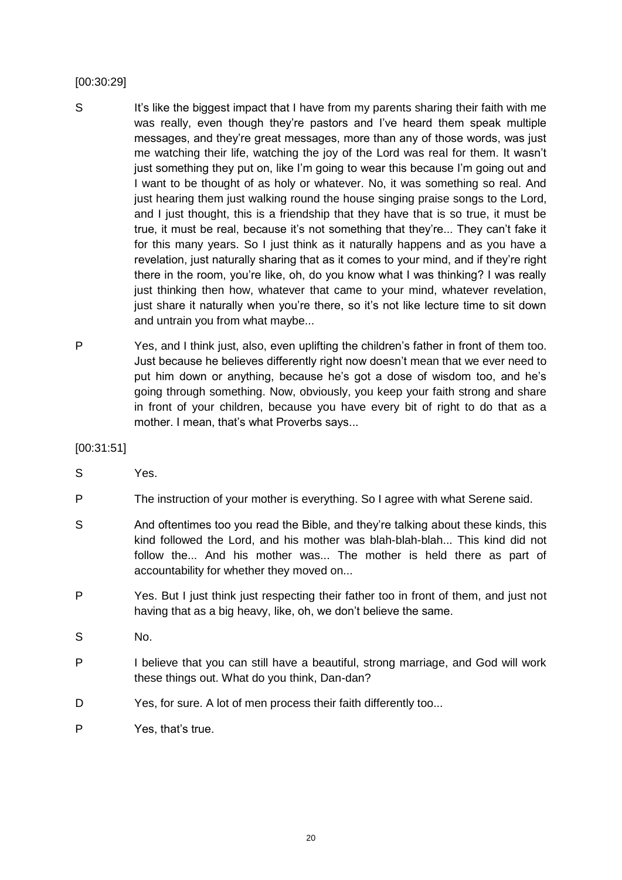[00:30:29]

S It's like the biggest impact that I have from my parents sharing their faith with me was really, even though they're pastors and I've heard them speak multiple messages, and they're great messages, more than any of those words, was just me watching their life, watching the joy of the Lord was real for them. It wasn't just something they put on, like I'm going to wear this because I'm going out and I want to be thought of as holy or whatever. No, it was something so real. And just hearing them just walking round the house singing praise songs to the Lord, and I just thought, this is a friendship that they have that is so true, it must be true, it must be real, because it's not something that they're... They can't fake it for this many years. So I just think as it naturally happens and as you have a revelation, just naturally sharing that as it comes to your mind, and if they're right there in the room, you're like, oh, do you know what I was thinking? I was really just thinking then how, whatever that came to your mind, whatever revelation, just share it naturally when you're there, so it's not like lecture time to sit down and untrain you from what maybe...

P Yes, and I think just, also, even uplifting the children's father in front of them too. Just because he believes differently right now doesn't mean that we ever need to put him down or anything, because he's got a dose of wisdom too, and he's going through something. Now, obviously, you keep your faith strong and share in front of your children, because you have every bit of right to do that as a mother. I mean, that's what Proverbs says...

[00:31:51]

S Yes.

P The instruction of your mother is everything. So I agree with what Serene said.

S And oftentimes too you read the Bible, and they're talking about these kinds, this kind followed the Lord, and his mother was blah-blah-blah... This kind did not follow the... And his mother was... The mother is held there as part of accountability for whether they moved on...

P Yes. But I just think just respecting their father too in front of them, and just not having that as a big heavy, like, oh, we don't believe the same.

S No.

P I believe that you can still have a beautiful, strong marriage, and God will work these things out. What do you think, Dan-dan?

D Yes, for sure. A lot of men process their faith differently too...

P Yes, that's true.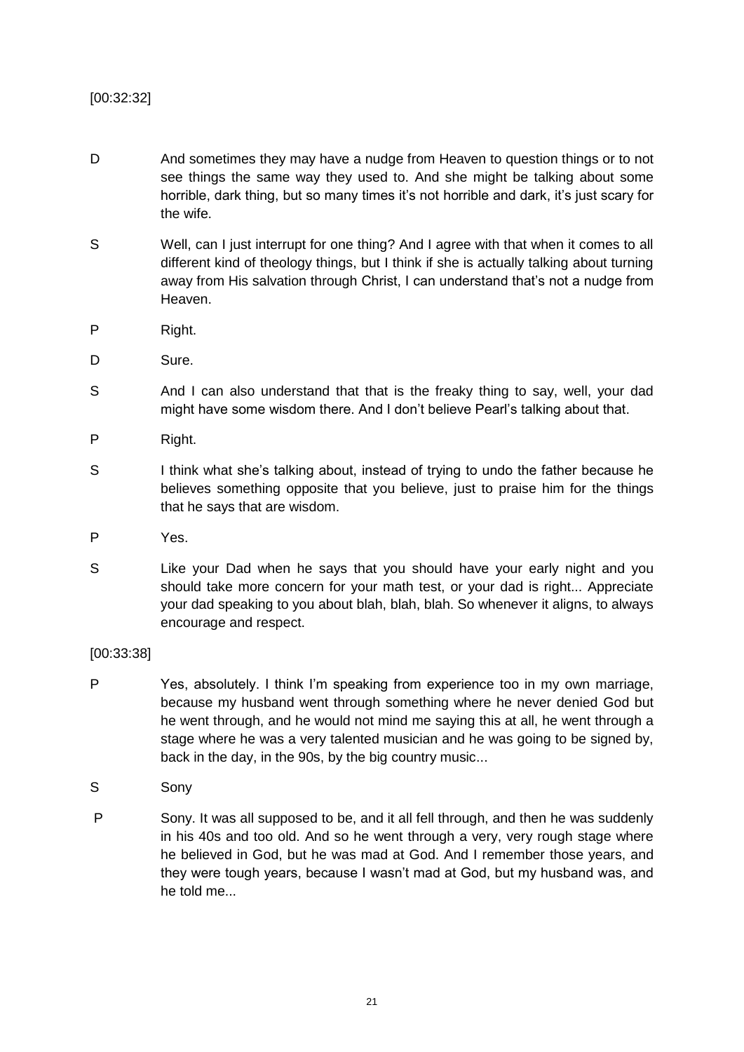[00:32:32]

D And sometimes they may have a nudge from Heaven to question things or to not see things the same way they used to. And she might be talking about some horrible, dark thing, but so many times it's not horrible and dark, it's just scary for the wife.

S Well, can I just interrupt for one thing? And I agree with that when it comes to all different kind of theology things, but I think if she is actually talking about turning away from His salvation through Christ, I can understand that's not a nudge from Heaven.

P Right.

D Sure.

S And I can also understand that that is the freaky thing to say, well, your dad might have some wisdom there. And I don't believe Pearl's talking about that.

P Right.

S I think what she's talking about, instead of trying to undo the father because he believes something opposite that you believe, just to praise him for the things that he says that are wisdom.

P Yes.

S Like your Dad when he says that you should have your early night and you should take more concern for your math test, or your dad is right... Appreciate your dad speaking to you about blah, blah, blah. So whenever it aligns, to always encourage and respect.

[00:33:38]

P Yes, absolutely. I think I'm speaking from experience too in my own marriage, because my husband went through something where he never denied God but he went through, and he would not mind me saying this at all, he went through a stage where he was a very talented musician and he was going to be signed by, back in the day, in the 90s, by the big country music...

S Sony

P Sony. It was all supposed to be, and it all fell through, and then he was suddenly in his 40s and too old. And so he went through a very, very rough stage where he believed in God, but he was mad at God. And I remember those years, and they were tough years, because I wasn't mad at God, but my husband was, and he told me...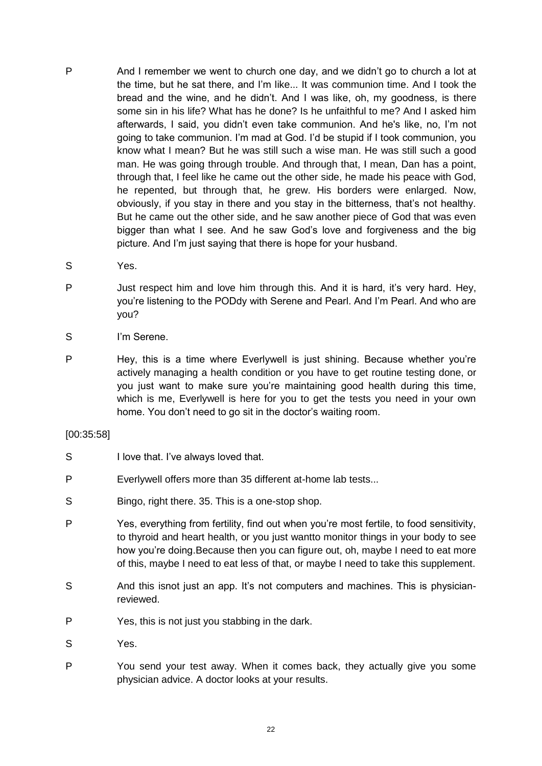P And I remember we went to church one day, and we didn't go to church a lot at the time, but he sat there, and I'm like... It was communion time. And I took the bread and the wine, and he didn't. And I was like, oh, my goodness, is there some sin in his life? What has he done? Is he unfaithful to me? And I asked him afterwards, I said, you didn't even take communion. And he's like, no, I'm not going to take communion. I'm mad at God. I'd be stupid if I took communion, you know what I mean? But he was still such a wise man. He was still such a good man. He was going through trouble. And through that, I mean, Dan has a point, through that, I feel like he came out the other side, he made his peace with God, he repented, but through that, he grew. His borders were enlarged. Now, obviously, if you stay in there and you stay in the bitterness, that's not healthy. But he came out the other side, and he saw another piece of God that was even bigger than what I see. And he saw God's love and forgiveness and the big picture. And I'm just saying that there is hope for your husband.

S Yes.

P Just respect him and love him through this. And it is hard, it's very hard. Hey, you're listening to the PODdy with Serene and Pearl. And I'm Pearl. And who are you?

S I'm Serene.

P Hey, this is a time where Everlywell is just shining. Because whether you're actively managing a health condition or you have to get routine testing done, or you just want to make sure you're maintaining good health during this time, which is me, Everlywell is here for you to get the tests you need in your own home. You don't need to go sit in the doctor's waiting room.

[00:35:58]

S I love that. I've always loved that.

P Everlywell offers more than 35 different at-home lab tests...

S Bingo, right there. 35. This is a one-stop shop.

P Yes, everything from fertility, find out when you're most fertile, to food sensitivity, to thyroid and heart health, or you just wantto monitor things in your body to see how you're doing.Because then you can figure out, oh, maybe I need to eat more of this, maybe I need to eat less of that, or maybe I need to take this supplement.

S And this isnot just an app. It's not computers and machines. This is physician-reviewed.

P Yes, this is not just you stabbing in the dark.

S Yes.

P You send your test away. When it comes back, they actually give you some physician advice. A doctor looks at your results.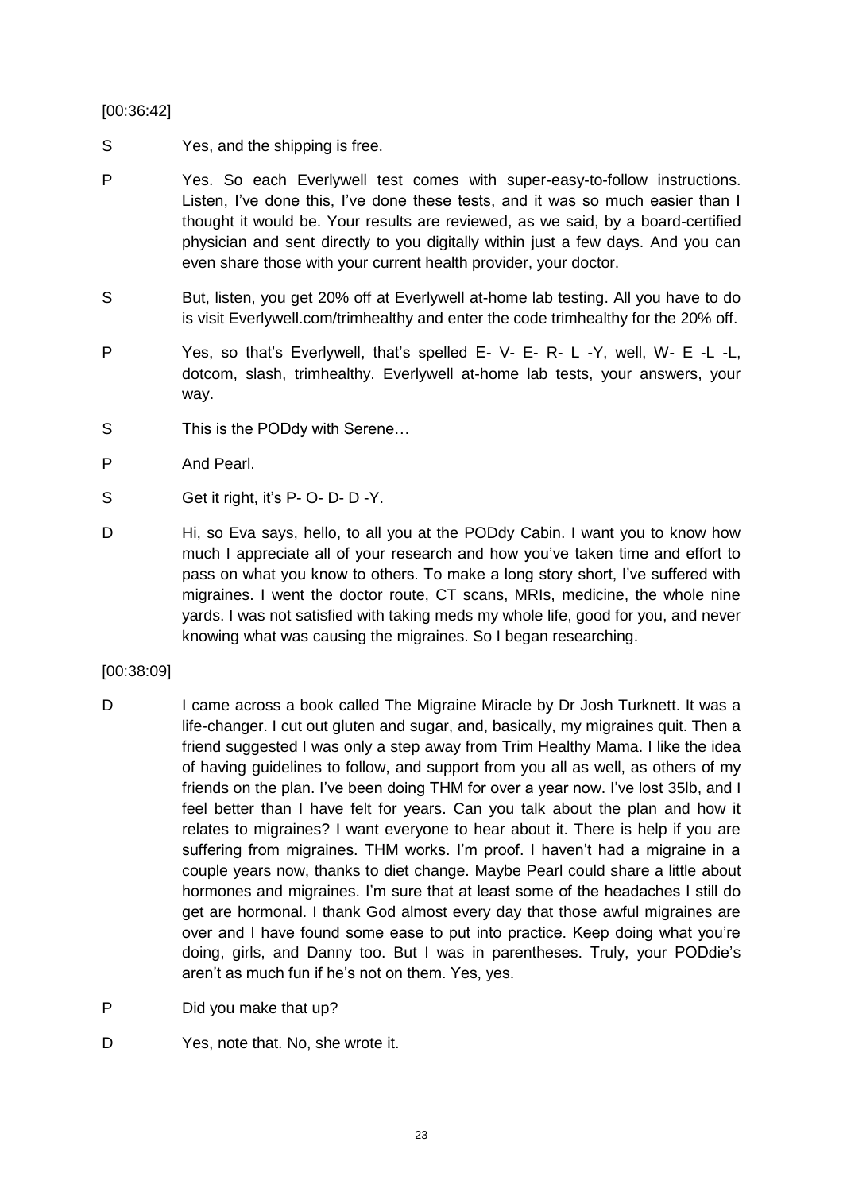[00:36:42]

S Yes, and the shipping is free.

P Yes. So each Everlywell test comes with super-easy-to-follow instructions. Listen, I've done this, I've done these tests, and it was so much easier than I thought it would be. Your results are reviewed, as we said, by a board-certified physician and sent directly to you digitally within just a few days. And you can even share those with your current health provider, your doctor.

S But, listen, you get 20% off at Everlywell at-home lab testing. All you have to do is visit Everlywell.com/trimhealthy and enter the code trimhealthy for the 20% off.

P Yes, so that's Everlywell, that's spelled E- V- E- R- L -Y, well, W- E -L -L, dotcom, slash, trimhealthy. Everlywell at-home lab tests, your answers, your way.

S This is the PODdy with Serene…

P And Pearl.

S Get it right, it's P- O- D- D -Y.

D Hi, so Eva says, hello, to all you at the PODdy Cabin. I want you to know how much I appreciate all of your research and how you've taken time and effort to pass on what you know to others. To make a long story short, I've suffered with migraines. I went the doctor route, CT scans, MRIs, medicine, the whole nine yards. I was not satisfied with taking meds my whole life, good for you, and never knowing what was causing the migraines. So I began researching.

[00:38:09]

D I came across a book called The Migraine Miracle by Dr Josh Turknett. It was a life-changer. I cut out gluten and sugar, and, basically, my migraines quit. Then a friend suggested I was only a step away from Trim Healthy Mama. I like the idea of having guidelines to follow, and support from you all as well, as others of my friends on the plan. I've been doing THM for over a year now. I've lost 35lb, and I feel better than I have felt for years. Can you talk about the plan and how it relates to migraines? I want everyone to hear about it. There is help if you are suffering from migraines. THM works. I'm proof. I haven't had a migraine in a couple years now, thanks to diet change. Maybe Pearl could share a little about hormones and migraines. I'm sure that at least some of the headaches I still do get are hormonal. I thank God almost every day that those awful migraines are over and I have found some ease to put into practice. Keep doing what you're doing, girls, and Danny too. But I was in parentheses. Truly, your PODdie's aren't as much fun if he's not on them. Yes, yes.

P Did you make that up?

D Yes, note that. No, she wrote it.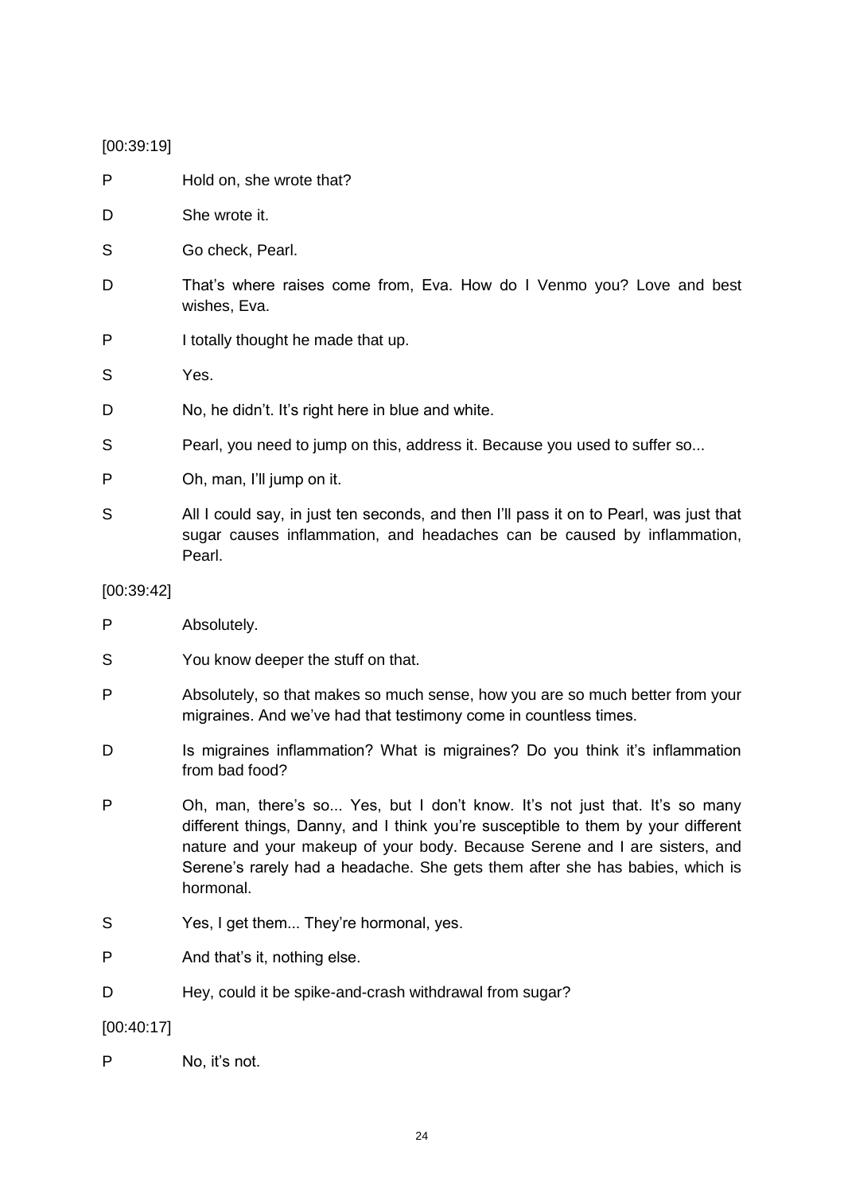[00:39:19]

P Hold on, she wrote that?

D She wrote it.

S Go check, Pearl.

D That's where raises come from, Eva. How do I Venmo you? Love and best wishes, Eva.

P I totally thought he made that up.

S Yes.

D No, he didn't. It's right here in blue and white.

S Pearl, you need to jump on this, address it. Because you used to suffer so...

P Oh, man, I'll jump on it.

S All I could say, in just ten seconds, and then I'll pass it on to Pearl, was just that sugar causes inflammation, and headaches can be caused by inflammation, Pearl.

[00:39:42]

P Absolutely.

S You know deeper the stuff on that.

P Absolutely, so that makes so much sense, how you are so much better from your migraines. And we've had that testimony come in countless times.

D Is migraines inflammation? What is migraines? Do you think it's inflammation from bad food?

P Oh, man, there's so... Yes, but I don't know. It's not just that. It's so many different things, Danny, and I think you're susceptible to them by your different nature and your makeup of your body. Because Serene and I are sisters, and Serene's rarely had a headache. She gets them after she has babies, which is hormonal.

S Yes, I get them... They're hormonal, yes.

P And that's it, nothing else.

D Hey, could it be spike-and-crash withdrawal from sugar?

[00:40:17]

P No, it's not.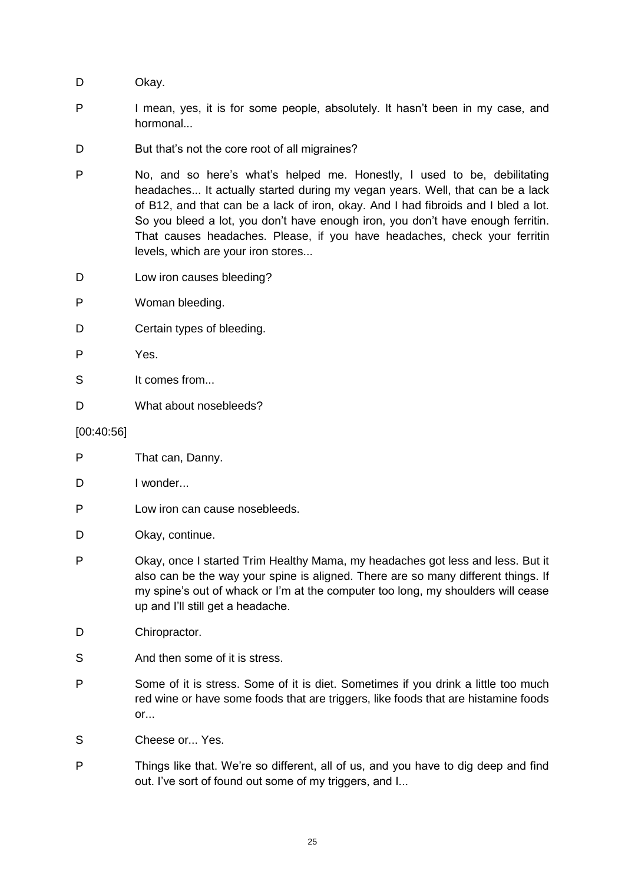D Okay.

P I mean, yes, it is for some people, absolutely. It hasn't been in my case, and hormonal...

D But that's not the core root of all migraines?

P No, and so here's what's helped me. Honestly, I used to be, debilitating headaches... It actually started during my vegan years. Well, that can be a lack of B12, and that can be a lack of iron, okay. And I had fibroids and I bled a lot. So you bleed a lot, you don't have enough iron, you don't have enough ferritin. That causes headaches. Please, if you have headaches, check your ferritin levels, which are your iron stores...

D Low iron causes bleeding?

P Woman bleeding.

D Certain types of bleeding.

P Yes.

S It comes from...

D What about nosebleeds?

[00:40:56]

P That can, Danny.

D I wonder...

P Low iron can cause nosebleeds.

D Okay, continue.

P Okay, once I started Trim Healthy Mama, my headaches got less and less. But it also can be the way your spine is aligned. There are so many different things. If my spine's out of whack or I'm at the computer too long, my shoulders will cease up and I'll still get a headache.

D Chiropractor.

S And then some of it is stress.

P Some of it is stress. Some of it is diet. Sometimes if you drink a little too much red wine or have some foods that are triggers, like foods that are histamine foods or...

S Cheese or... Yes.

P Things like that. We're so different, all of us, and you have to dig deep and find out. I've sort of found out some of my triggers, and I...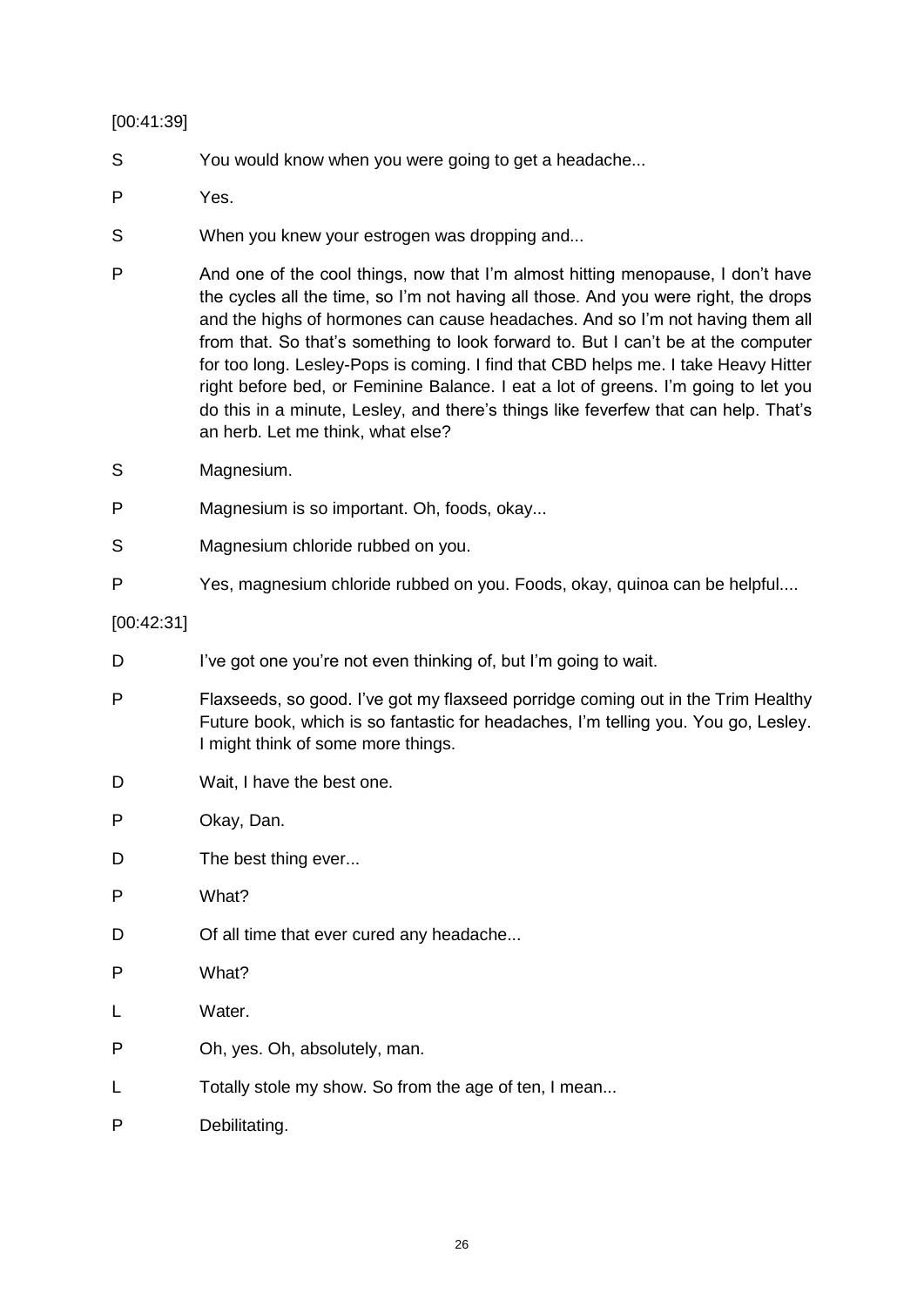[00:41:39]

S You would know when you were going to get a headache...

P Yes.

S When you knew your estrogen was dropping and...

P And one of the cool things, now that I'm almost hitting menopause, I don't have the cycles all the time, so I'm not having all those. And you were right, the drops and the highs of hormones can cause headaches. And so I'm not having them all from that. So that's something to look forward to. But I can't be at the computer for too long. Lesley-Pops is coming. I find that CBD helps me. I take Heavy Hitter right before bed, or Feminine Balance. I eat a lot of greens. I'm going to let you do this in a minute, Lesley, and there's things like feverfew that can help. That's an herb. Let me think, what else?

S Magnesium.

P Magnesium is so important. Oh, foods, okay...

S Magnesium chloride rubbed on you.

P Yes, magnesium chloride rubbed on you. Foods, okay, quinoa can be helpful....

[00:42:31]

D I've got one you're not even thinking of, but I'm going to wait.

P Flaxseeds, so good. I've got my flaxseed porridge coming out in the Trim Healthy Future book, which is so fantastic for headaches, I'm telling you. You go, Lesley. I might think of some more things.

D Wait, I have the best one.

P Okay, Dan.

D The best thing ever...

P What?

D Of all time that ever cured any headache...

P What?

L Water.

P Oh, yes. Oh, absolutely, man.

L Totally stole my show. So from the age of ten, I mean...

P Debilitating.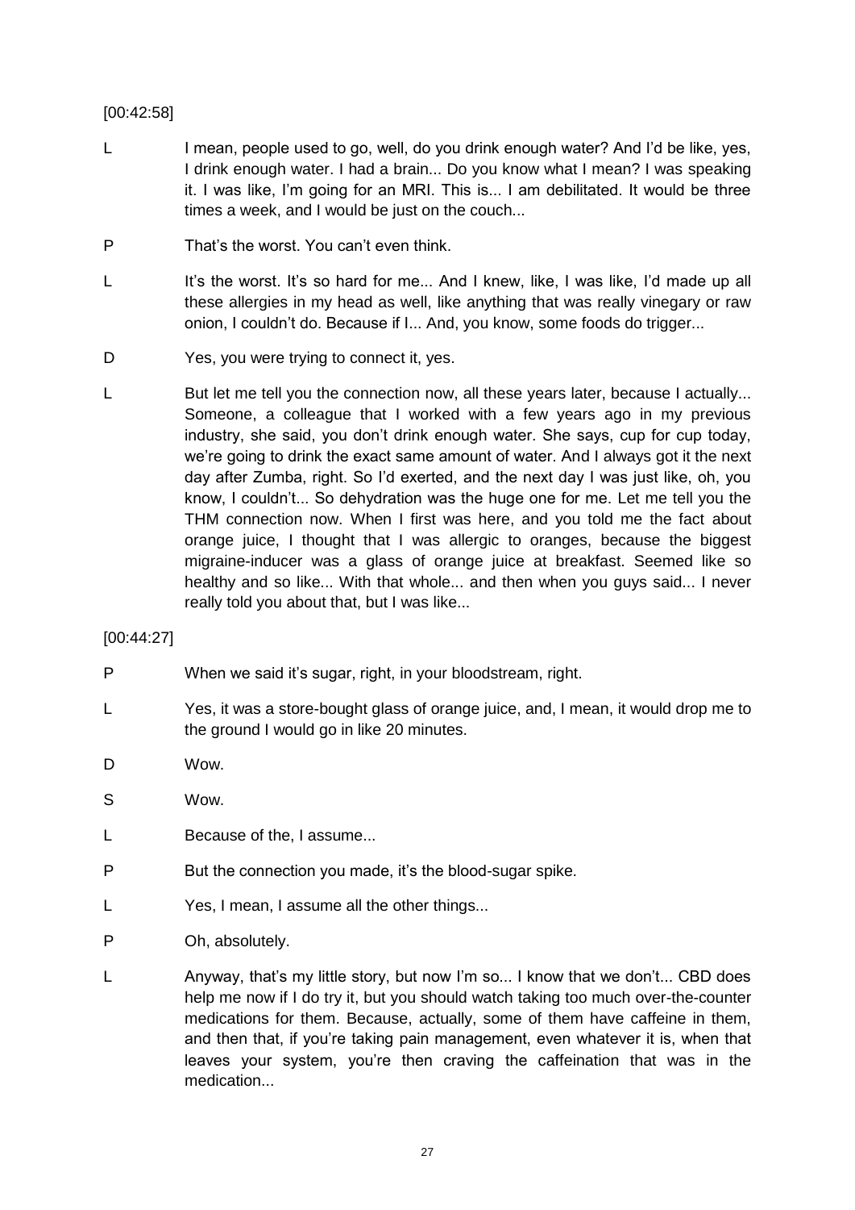[00:42:58]

L I mean, people used to go, well, do you drink enough water? And I'd be like, yes, I drink enough water. I had a brain... Do you know what I mean? I was speaking it. I was like, I'm going for an MRI. This is... I am debilitated. It would be three times a week, and I would be just on the couch...

P That's the worst. You can't even think.

L It's the worst. It's so hard for me... And I knew, like, I was like, I'd made up all these allergies in my head as well, like anything that was really vinegary or raw onion, I couldn't do. Because if I... And, you know, some foods do trigger...

D Yes, you were trying to connect it, yes.

L But let me tell you the connection now, all these years later, because I actually... Someone, a colleague that I worked with a few years ago in my previous industry, she said, you don't drink enough water. She says, cup for cup today, we're going to drink the exact same amount of water. And I always got it the next day after Zumba, right. So I'd exerted, and the next day I was just like, oh, you know, I couldn't... So dehydration was the huge one for me. Let me tell you the THM connection now. When I first was here, and you told me the fact about orange juice, I thought that I was allergic to oranges, because the biggest migraine-inducer was a glass of orange juice at breakfast. Seemed like so healthy and so like... With that whole... and then when you guys said... I never really told you about that, but I was like...

[00:44:27]

P When we said it's sugar, right, in your bloodstream, right.

L Yes, it was a store-bought glass of orange juice, and, I mean, it would drop me to the ground I would go in like 20 minutes.

D Wow.

S Wow.

L Because of the, I assume...

P But the connection you made, it's the blood-sugar spike.

L Yes, I mean, I assume all the other things...

P Oh, absolutely.

L Anyway, that's my little story, but now I'm so... I know that we don't... CBD does help me now if I do try it, but you should watch taking too much over-the-counter medications for them. Because, actually, some of them have caffeine in them, and then that, if you're taking pain management, even whatever it is, when that leaves your system, you're then craving the caffeination that was in the medication...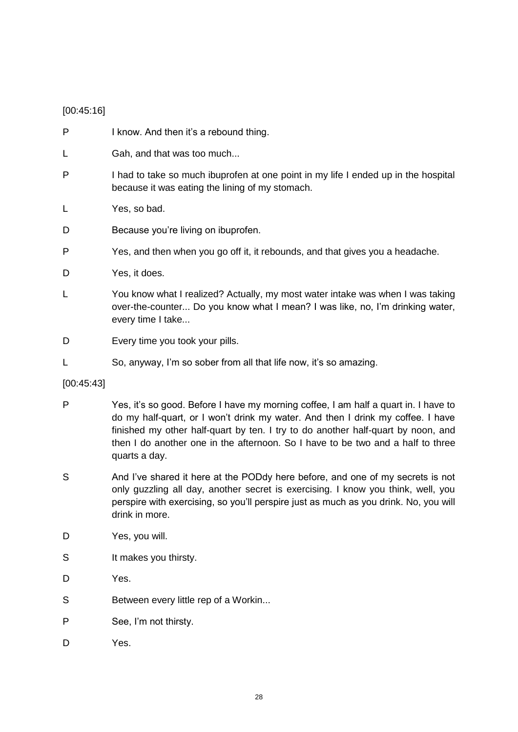[00:45:16]

P I know. And then it's a rebound thing.

L Gah, and that was too much...

P I had to take so much ibuprofen at one point in my life I ended up in the hospital because it was eating the lining of my stomach.

L Yes, so bad.

D Because you're living on ibuprofen.

P Yes, and then when you go off it, it rebounds, and that gives you a headache.

D Yes, it does.

L You know what I realized? Actually, my most water intake was when I was taking over-the-counter... Do you know what I mean? I was like, no, I'm drinking water, every time I take...

D Every time you took your pills.

L So, anyway, I'm so sober from all that life now, it's so amazing.

[00:45:43]

P Yes, it's so good. Before I have my morning coffee, I am half a quart in. I have to do my half-quart, or I won't drink my water. And then I drink my coffee. I have finished my other half-quart by ten. I try to do another half-quart by noon, and then I do another one in the afternoon. So I have to be two and a half to three quarts a day.

S And I've shared it here at the PODdy here before, and one of my secrets is not only guzzling all day, another secret is exercising. I know you think, well, you perspire with exercising, so you'll perspire just as much as you drink. No, you will drink in more.

D Yes, you will.

S It makes you thirsty.

D Yes.

S Between every little rep of a Workin...

P See, I'm not thirsty.

D Yes.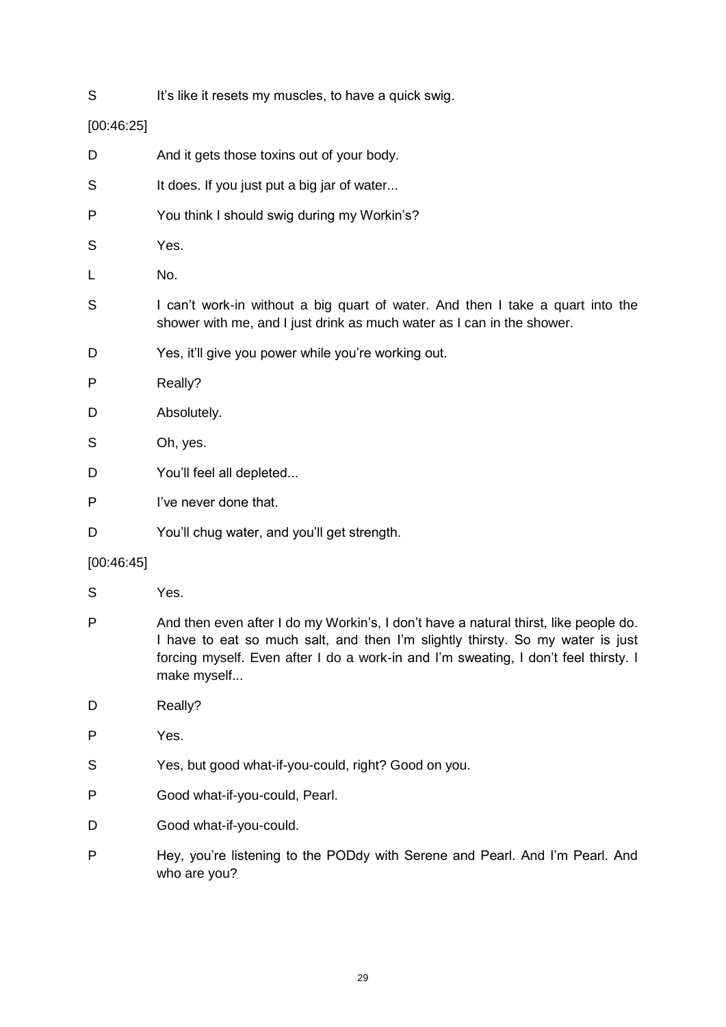S It's like it resets my muscles, to have a quick swig.

[00:46:25]

D And it gets those toxins out of your body.

S It does. If you just put a big jar of water...

P You think I should swig during my Workin's?

S Yes.

L No.

S I can't work-in without a big quart of water. And then I take a quart into the shower with me, and I just drink as much water as I can in the shower.

D Yes, it'll give you power while you're working out.

P Really?

D Absolutely.

S Oh, yes.

D You'll feel all depleted...

P I've never done that.

D You'll chug water, and you'll get strength.

[00:46:45]

S Yes.

P And then even after I do my Workin's, I don't have a natural thirst, like people do. I have to eat so much salt, and then I'm slightly thirsty. So my water is just forcing myself. Even after I do a work-in and I'm sweating, I don't feel thirsty. I make myself...

D Really?

P Yes.

S Yes, but good what-if-you-could, right? Good on you.

P Good what-if-you-could, Pearl.

D Good what-if-you-could.

P Hey, you're listening to the PODdy with Serene and Pearl. And I'm Pearl. And who are you?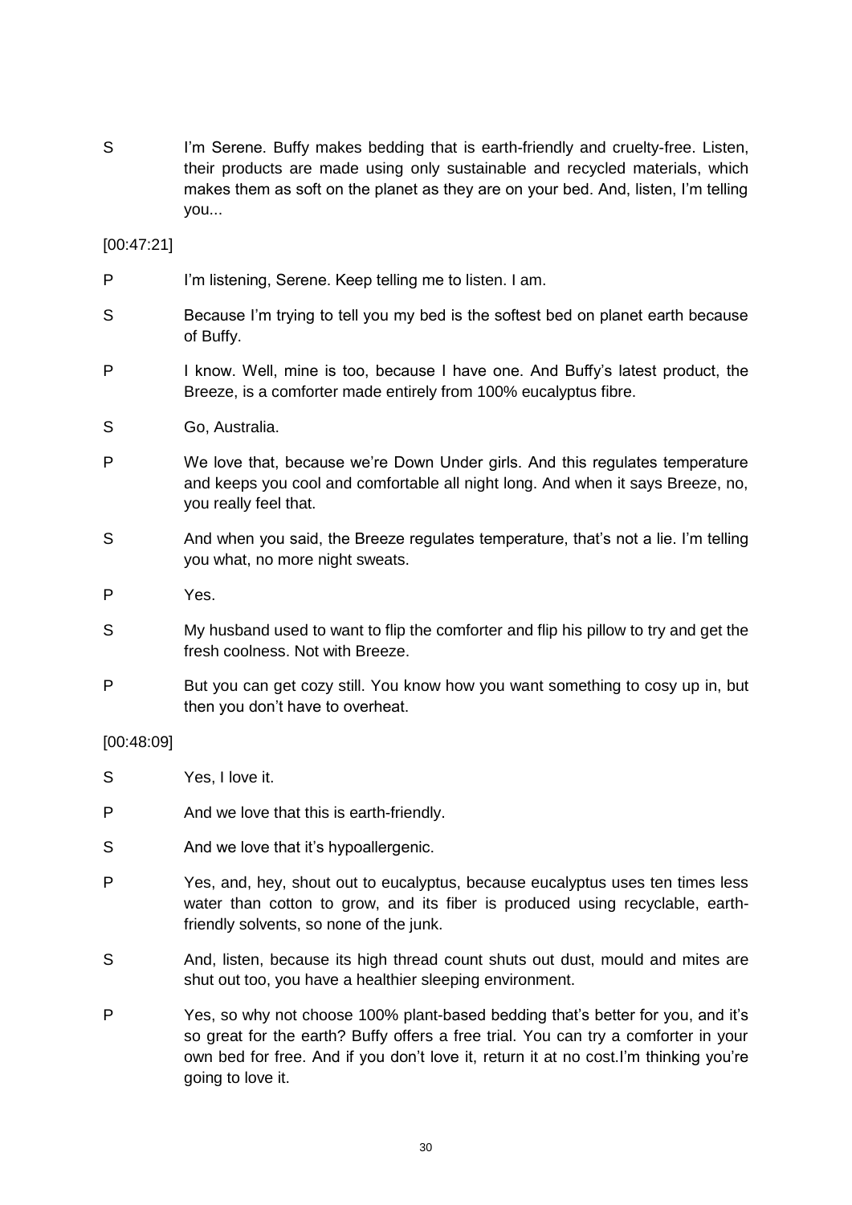S I'm Serene. Buffy makes bedding that is earth-friendly and cruelty-free. Listen, their products are made using only sustainable and recycled materials, which makes them as soft on the planet as they are on your bed. And, listen, I'm telling you...

[00:47:21]

P I'm listening, Serene. Keep telling me to listen. I am.

S Because I'm trying to tell you my bed is the softest bed on planet earth because of Buffy.

P I know. Well, mine is too, because I have one. And Buffy's latest product, the Breeze, is a comforter made entirely from 100% eucalyptus fibre.

S Go, Australia.

P We love that, because we're Down Under girls. And this regulates temperature and keeps you cool and comfortable all night long. And when it says Breeze, no, you really feel that.

S And when you said, the Breeze regulates temperature, that's not a lie. I'm telling you what, no more night sweats.

P Yes.

S My husband used to want to flip the comforter and flip his pillow to try and get the fresh coolness. Not with Breeze.

P But you can get cozy still. You know how you want something to cosy up in, but then you don't have to overheat.

[00:48:09]

S Yes, I love it.

P And we love that this is earth-friendly.

S And we love that it's hypoallergenic.

P Yes, and, hey, shout out to eucalyptus, because eucalyptus uses ten times less water than cotton to grow, and its fiber is produced using recyclable, earth-friendly solvents, so none of the junk.

S And, listen, because its high thread count shuts out dust, mould and mites are shut out too, you have a healthier sleeping environment.

P Yes, so why not choose 100% plant-based bedding that's better for you, and it's so great for the earth? Buffy offers a free trial. You can try a comforter in your own bed for free. And if you don't love it, return it at no cost.I'm thinking you're going to love it.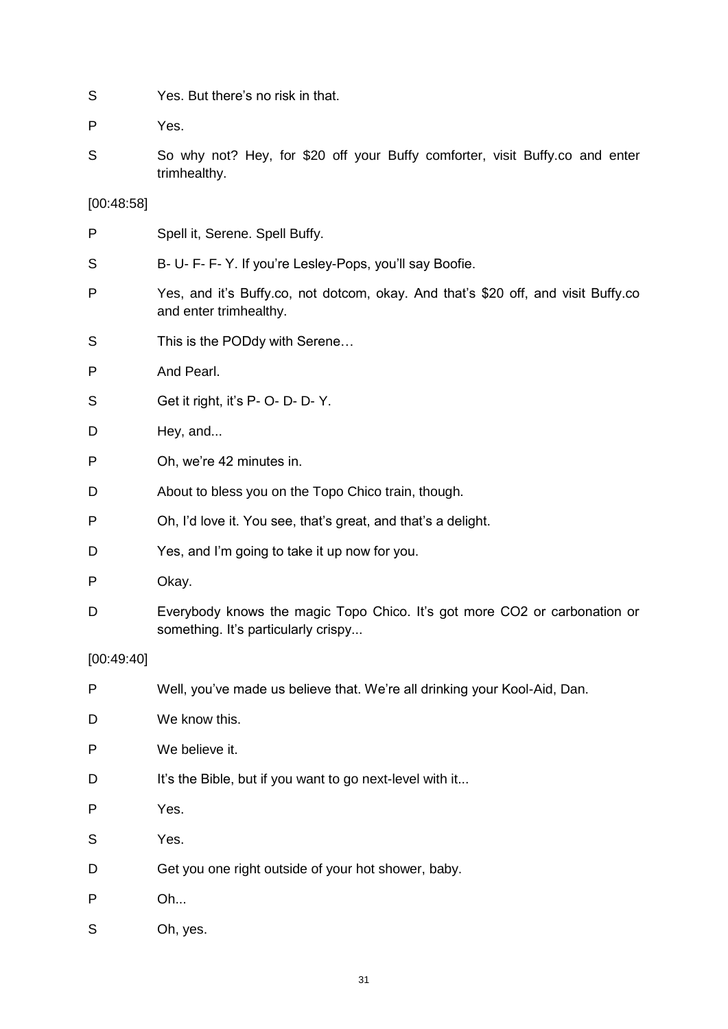S Yes. But there's no risk in that.

P Yes.

S So why not? Hey, for $20 off your Buffy comforter, visit Buffy.co and enter trimhealthy.

[00:48:58]

P Spell it, Serene. Spell Buffy.

S B- U- F- F- Y. If you're Lesley-Pops, you'll say Boofie.

P Yes, and it's Buffy.co, not dotcom, okay. And that's $20 off, and visit Buffy.co and enter trimhealthy.

S This is the PODdy with Serene…

P And Pearl.

S Get it right, it's P- O- D- D- Y.

D Hey, and...

P Oh, we're 42 minutes in.

D About to bless you on the Topo Chico train, though.

P Oh, I'd love it. You see, that's great, and that's a delight.

D Yes, and I'm going to take it up now for you.

P Okay.

D Everybody knows the magic Topo Chico. It's got more CO2 or carbonation or something. It's particularly crispy...

[00:49:40]

P Well, you've made us believe that. We're all drinking your Kool-Aid, Dan.

D We know this.

P We believe it.

D It's the Bible, but if you want to go next-level with it...

P Yes.

S Yes.

D Get you one right outside of your hot shower, baby.

P Oh...

S Oh, yes.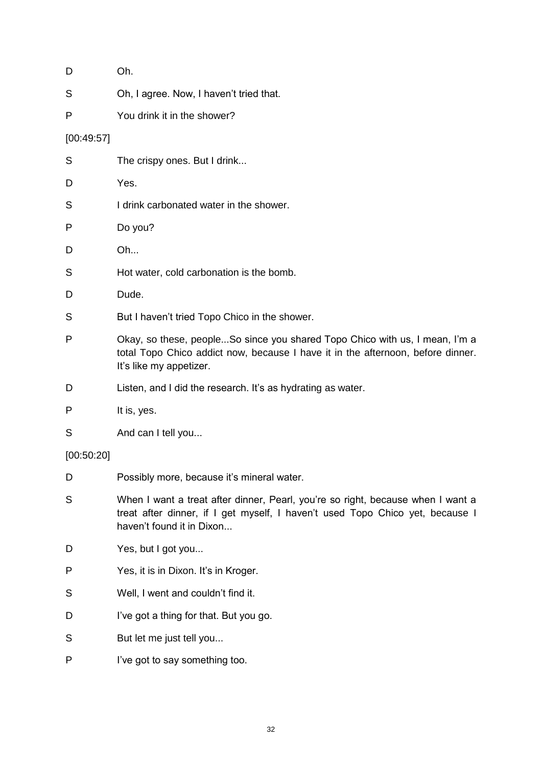D Oh.

S Oh, I agree. Now, I haven't tried that.

P You drink it in the shower?

[00:49:57]

S The crispy ones. But I drink...

D Yes.

S I drink carbonated water in the shower.

P Do you?

D Oh...

S Hot water, cold carbonation is the bomb.

D Dude.

S But I haven't tried Topo Chico in the shower.

P Okay, so these, people...So since you shared Topo Chico with us, I mean, I'm a total Topo Chico addict now, because I have it in the afternoon, before dinner. It's like my appetizer.

D Listen, and I did the research. It's as hydrating as water.

P It is, yes.

S And can I tell you...

[00:50:20]

D Possibly more, because it's mineral water.

S When I want a treat after dinner, Pearl, you're so right, because when I want a treat after dinner, if I get myself, I haven't used Topo Chico yet, because I haven't found it in Dixon...

D Yes, but I got you...

P Yes, it is in Dixon. It's in Kroger.

S Well, I went and couldn't find it.

D I've got a thing for that. But you go.

S But let me just tell you...

P I've got to say something too.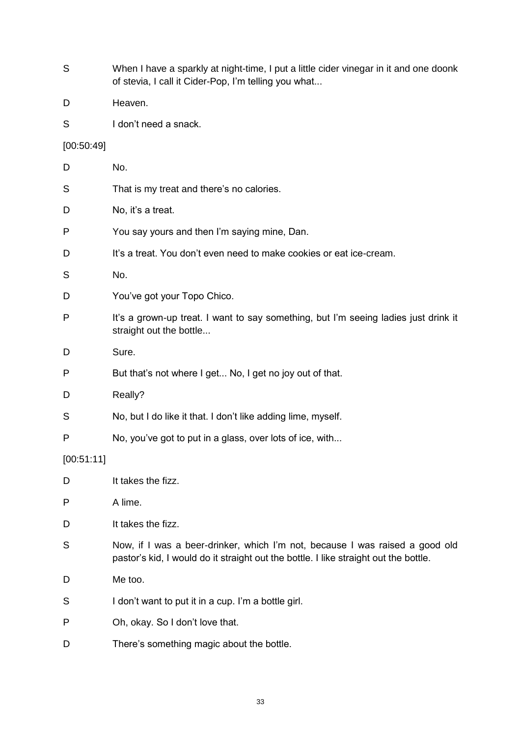S When I have a sparkly at night-time, I put a little cider vinegar in it and one doonk of stevia, I call it Cider-Pop, I'm telling you what...

D Heaven.

S I don't need a snack.

[00:50:49]

D No.

S That is my treat and there's no calories.

D No, it's a treat.

P You say yours and then I'm saying mine, Dan.

D It's a treat. You don't even need to make cookies or eat ice-cream.

S No.

D You've got your Topo Chico.

P It's a grown-up treat. I want to say something, but I'm seeing ladies just drink it straight out the bottle...

D Sure.

P But that's not where I get... No, I get no joy out of that.

D Really?

S No, but I do like it that. I don't like adding lime, myself.

P No, you've got to put in a glass, over lots of ice, with...

[00:51:11]

D It takes the fizz.

P A lime.

D It takes the fizz.

S Now, if I was a beer-drinker, which I'm not, because I was raised a good old pastor's kid, I would do it straight out the bottle. I like straight out the bottle.

D Me too.

S I don't want to put it in a cup. I'm a bottle girl.

P Oh, okay. So I don't love that.

D There's something magic about the bottle.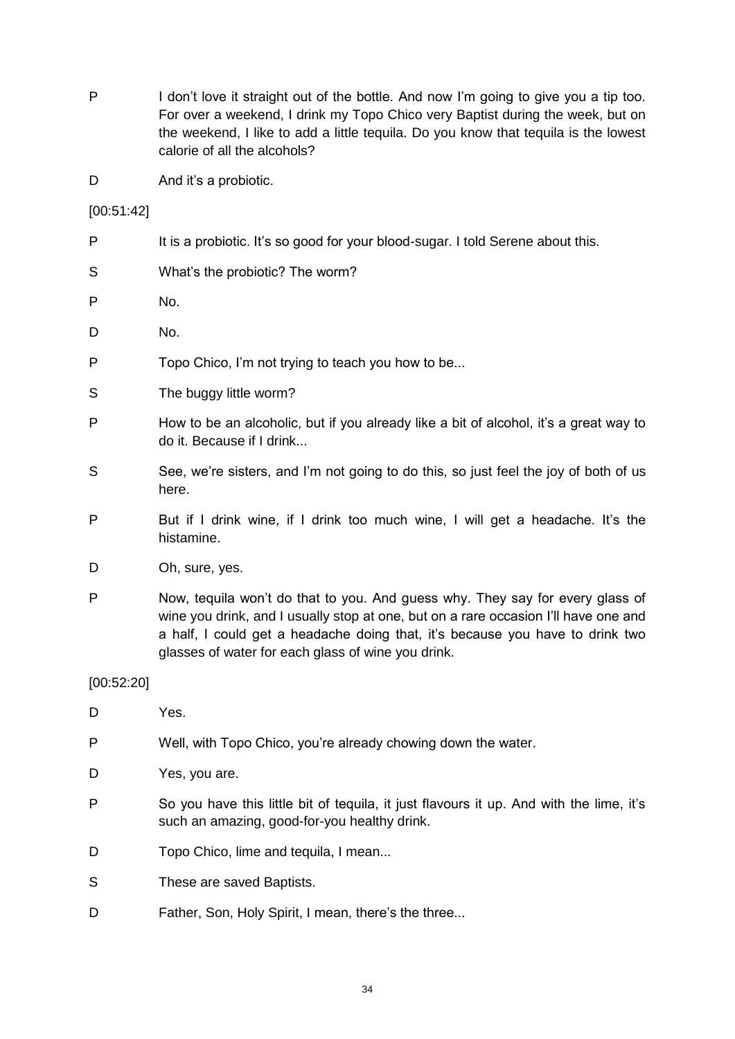P I don't love it straight out of the bottle. And now I'm going to give you a tip too. For over a weekend, I drink my Topo Chico very Baptist during the week, but on the weekend, I like to add a little tequila. Do you know that tequila is the lowest calorie of all the alcohols?

D And it's a probiotic.

[00:51:42]

P It is a probiotic. It's so good for your blood-sugar. I told Serene about this.

S What's the probiotic? The worm?

P No.

D No.

P Topo Chico, I'm not trying to teach you how to be...

S The buggy little worm?

P How to be an alcoholic, but if you already like a bit of alcohol, it's a great way to do it. Because if I drink...

S See, we're sisters, and I'm not going to do this, so just feel the joy of both of us here.

P But if I drink wine, if I drink too much wine, I will get a headache. It's the histamine.

D Oh, sure, yes.

P Now, tequila won't do that to you. And guess why. They say for every glass of wine you drink, and I usually stop at one, but on a rare occasion I'll have one and a half, I could get a headache doing that, it's because you have to drink two glasses of water for each glass of wine you drink.

[00:52:20]

D Yes.

P Well, with Topo Chico, you're already chowing down the water.

D Yes, you are.

P So you have this little bit of tequila, it just flavours it up. And with the lime, it's such an amazing, good-for-you healthy drink.

D Topo Chico, lime and tequila, I mean...

S These are saved Baptists.

D Father, Son, Holy Spirit, I mean, there's the three...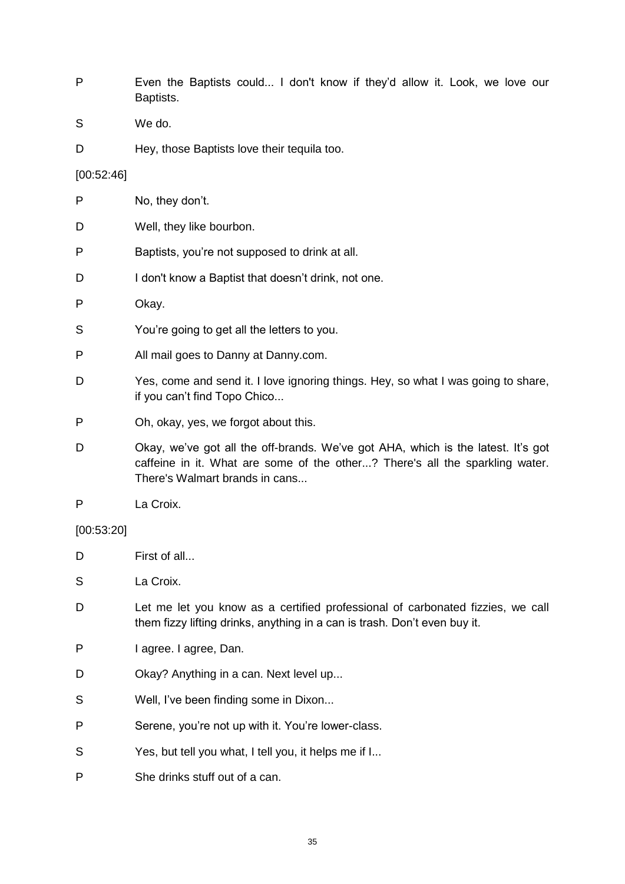P Even the Baptists could... I don't know if they'd allow it. Look, we love our Baptists.

S We do.

D Hey, those Baptists love their tequila too.

[00:52:46]

P No, they don't.

D Well, they like bourbon.

P Baptists, you're not supposed to drink at all.

D I don't know a Baptist that doesn't drink, not one.

P Okay.

S You're going to get all the letters to you.

P All mail goes to Danny at Danny.com.

D Yes, come and send it. I love ignoring things. Hey, so what I was going to share, if you can't find Topo Chico...

P Oh, okay, yes, we forgot about this.

D Okay, we've got all the off-brands. We've got AHA, which is the latest. It's got caffeine in it. What are some of the other...? There's all the sparkling water. There's Walmart brands in cans...

P La Croix.

[00:53:20]

D First of all...

S La Croix.

D Let me let you know as a certified professional of carbonated fizzies, we call them fizzy lifting drinks, anything in a can is trash. Don't even buy it.

P I agree. I agree, Dan.

D Okay? Anything in a can. Next level up...

S Well, I've been finding some in Dixon...

P Serene, you're not up with it. You're lower-class.

S Yes, but tell you what, I tell you, it helps me if I...

P She drinks stuff out of a can.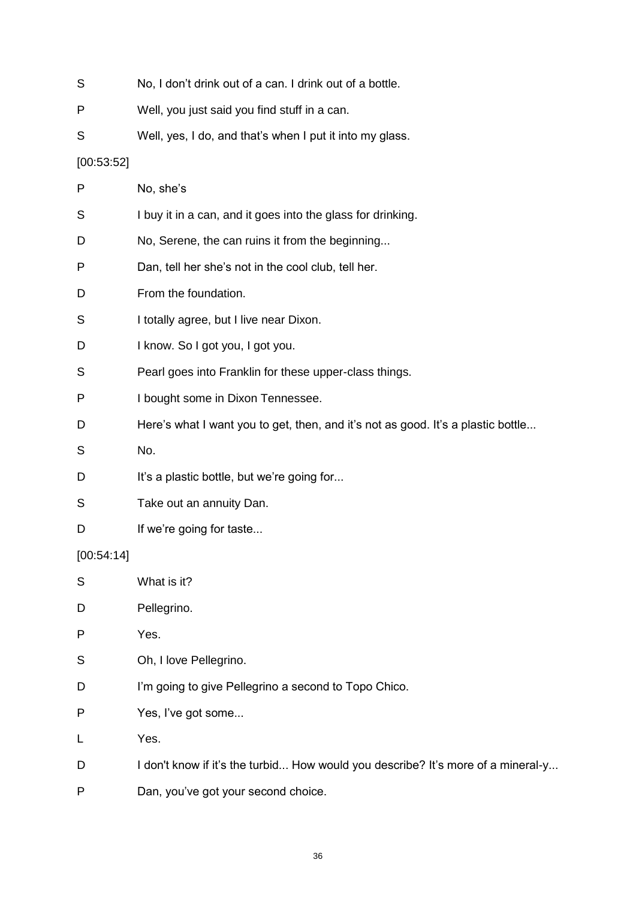S No, I don't drink out of a can. I drink out of a bottle.

P Well, you just said you find stuff in a can.

S Well, yes, I do, and that's when I put it into my glass.

[00:53:52]

P No, she's

S I buy it in a can, and it goes into the glass for drinking.

D No, Serene, the can ruins it from the beginning...

P Dan, tell her she's not in the cool club, tell her.

D From the foundation.

S I totally agree, but I live near Dixon.

D I know. So I got you, I got you.

S Pearl goes into Franklin for these upper-class things.

P I bought some in Dixon Tennessee.

D Here's what I want you to get, then, and it's not as good. It's a plastic bottle...

S No.

D It's a plastic bottle, but we're going for...

S Take out an annuity Dan.

D If we're going for taste...

[00:54:14]

S What is it?

D Pellegrino.

P Yes.

S Oh, I love Pellegrino.

D I'm going to give Pellegrino a second to Topo Chico.

P Yes, I've got some...

L Yes.

D I don't know if it's the turbid... How would you describe? It's more of a mineral-y...

P Dan, you've got your second choice.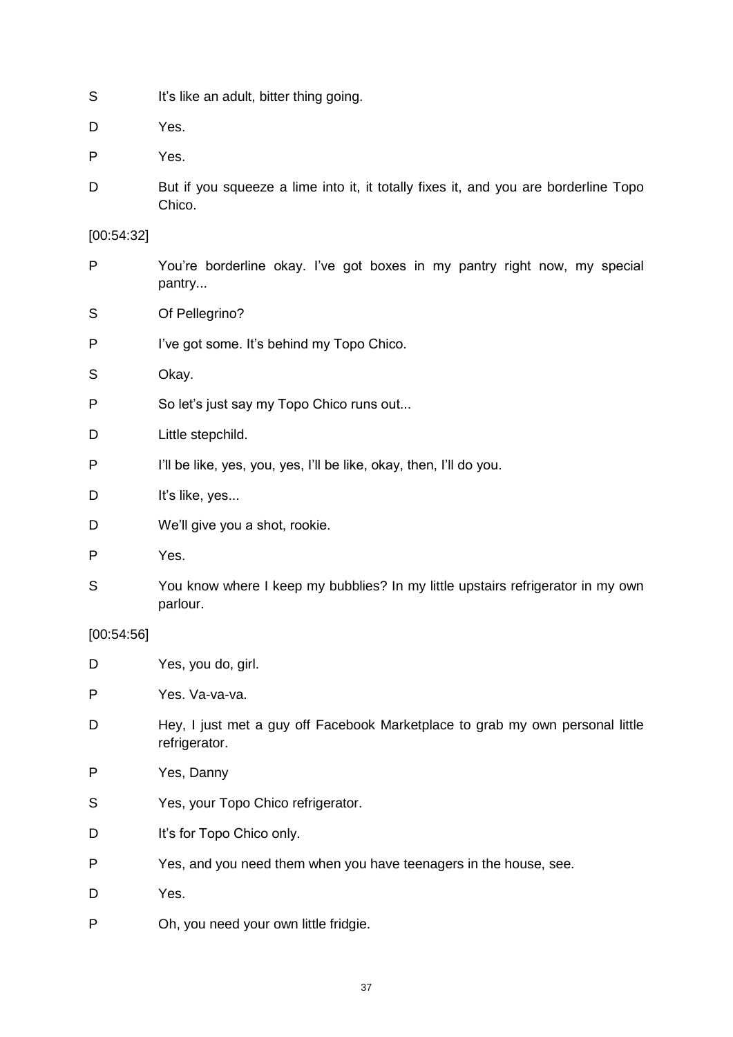S It's like an adult, bitter thing going.

D Yes.

P Yes.

D But if you squeeze a lime into it, it totally fixes it, and you are borderline Topo Chico.

[00:54:32]

P You're borderline okay. I've got boxes in my pantry right now, my special pantry...

S Of Pellegrino?

P I've got some. It's behind my Topo Chico.

S Okay.

P So let's just say my Topo Chico runs out...

D Little stepchild.

P I'll be like, yes, you, yes, I'll be like, okay, then, I'll do you.

D It's like, yes...

D We'll give you a shot, rookie.

P Yes.

S You know where I keep my bubblies? In my little upstairs refrigerator in my own parlour.

[00:54:56]

D Yes, you do, girl.

P Yes. Va-va-va.

D Hey, I just met a guy off Facebook Marketplace to grab my own personal little refrigerator.

P Yes, Danny

S Yes, your Topo Chico refrigerator.

D It's for Topo Chico only.

P Yes, and you need them when you have teenagers in the house, see.

D Yes.

P Oh, you need your own little fridgie.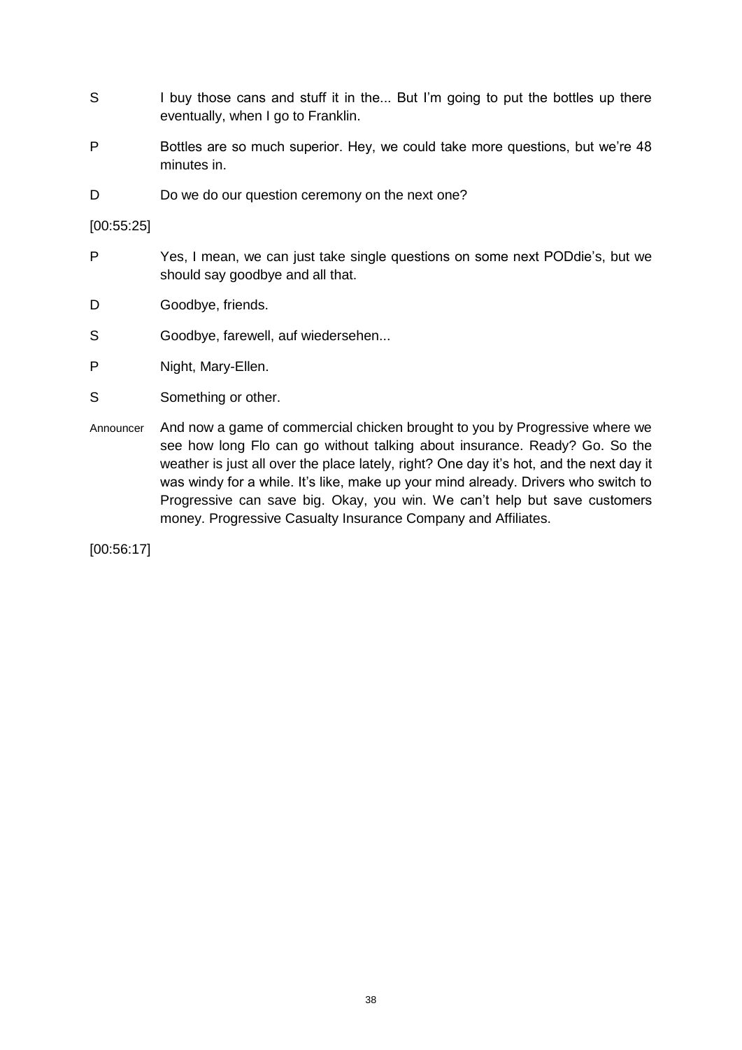S I buy those cans and stuff it in the... But I'm going to put the bottles up there eventually, when I go to Franklin.

P Bottles are so much superior. Hey, we could take more questions, but we're 48 minutes in.

D Do we do our question ceremony on the next one?

[00:55:25]

P Yes, I mean, we can just take single questions on some next PODdie's, but we should say goodbye and all that.

D Goodbye, friends.

S Goodbye, farewell, auf wiedersehen...

P Night, Mary-Ellen.

S Something or other.

Announcer And now a game of commercial chicken brought to you by Progressive where we see how long Flo can go without talking about insurance. Ready? Go. So the weather is just all over the place lately, right? One day it's hot, and the next day it was windy for a while. It's like, make up your mind already. Drivers who switch to Progressive can save big. Okay, you win. We can't help but save customers money. Progressive Casualty Insurance Company and Affiliates.

[00:56:17]